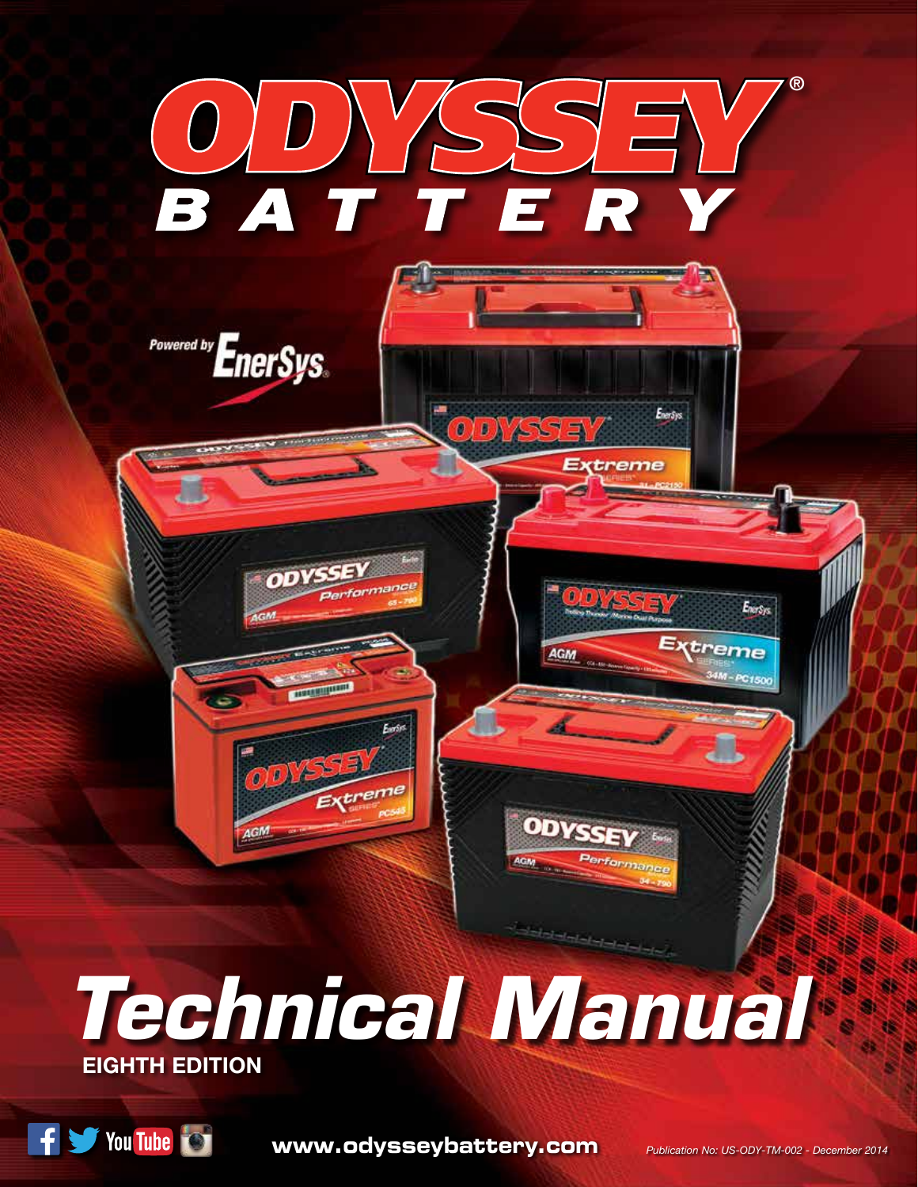# ODYSSEY® BATTERY

Powered by EnerSys®

# Technical Manual

**EIGHTH EDITION**

www.odysseybattery.com

*Publication No: US-ODY-TM-002 - December 2014*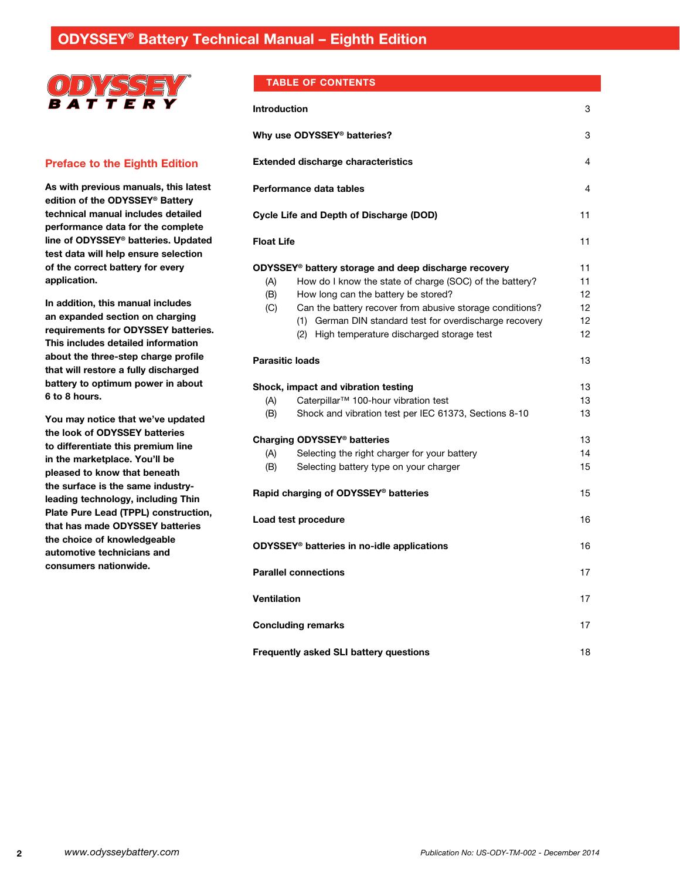# ODYSSEY® Battery Technical Manual – Eighth Edition

ODYSSEY BATTERY

## Preface to the Eighth Edition

**As with previous manuals, this latest edition of the ODYSSEY® Battery technical manual includes detailed performance data for the complete line of ODYSSEY® batteries. Updated test data will help ensure selection of the correct battery for every application.**

**In addition, this manual includes an expanded section on charging requirements for ODYSSEY batteries. This includes detailed information about the three-step charge profile that will restore a fully discharged battery to optimum power in about 6 to 8 hours.**

**You may notice that we've updated the look of ODYSSEY batteries to differentiate this premium line in the marketplace. You'll be pleased to know that beneath the surface is the same industry-leading technology, including Thin Plate Pure Lead (TPPL) construction, that has made ODYSSEY batteries the choice of knowledgeable automotive technicians and consumers nationwide.**

## TABLE OF CONTENTS

| | |
|---|---|
| **Introduction** | 3 |
| **Why use ODYSSEY® batteries?** | 3 |
| **Extended discharge characteristics** | 4 |
| **Performance data tables** | 4 |
| **Cycle Life and Depth of Discharge (DOD)** | 11 |
| **Float Life** | 11 |
| **ODYSSEY® battery storage and deep discharge recovery** | 11 |
| (A) How do I know the state of charge (SOC) of the battery? | 11 |
| (B) How long can the battery be stored? | 12 |
| (C) Can the battery recover from abusive storage conditions? | 12 |
| (1) German DIN standard test for overdischarge recovery | 12 |
| (2) High temperature discharged storage test | 12 |
| **Parasitic loads** | 13 |
| **Shock, impact and vibration testing** | 13 |
| (A) Caterpillar™ 100-hour vibration test | 13 |
| (B) Shock and vibration test per IEC 61373, Sections 8-10 | 13 |
| **Charging ODYSSEY® batteries** | 13 |
| (A) Selecting the right charger for your battery | 14 |
| (B) Selecting battery type on your charger | 15 |
| **Rapid charging of ODYSSEY® batteries** | 15 |
| **Load test procedure** | 16 |
| **ODYSSEY® batteries in no-idle applications** | 16 |
| **Parallel connections** | 17 |
| **Ventilation** | 17 |
| **Concluding remarks** | 17 |
| **Frequently asked SLI battery questions** | 18 |

*www.odysseybattery.com* *Publication No: US-ODY-TM-002 - December 2014*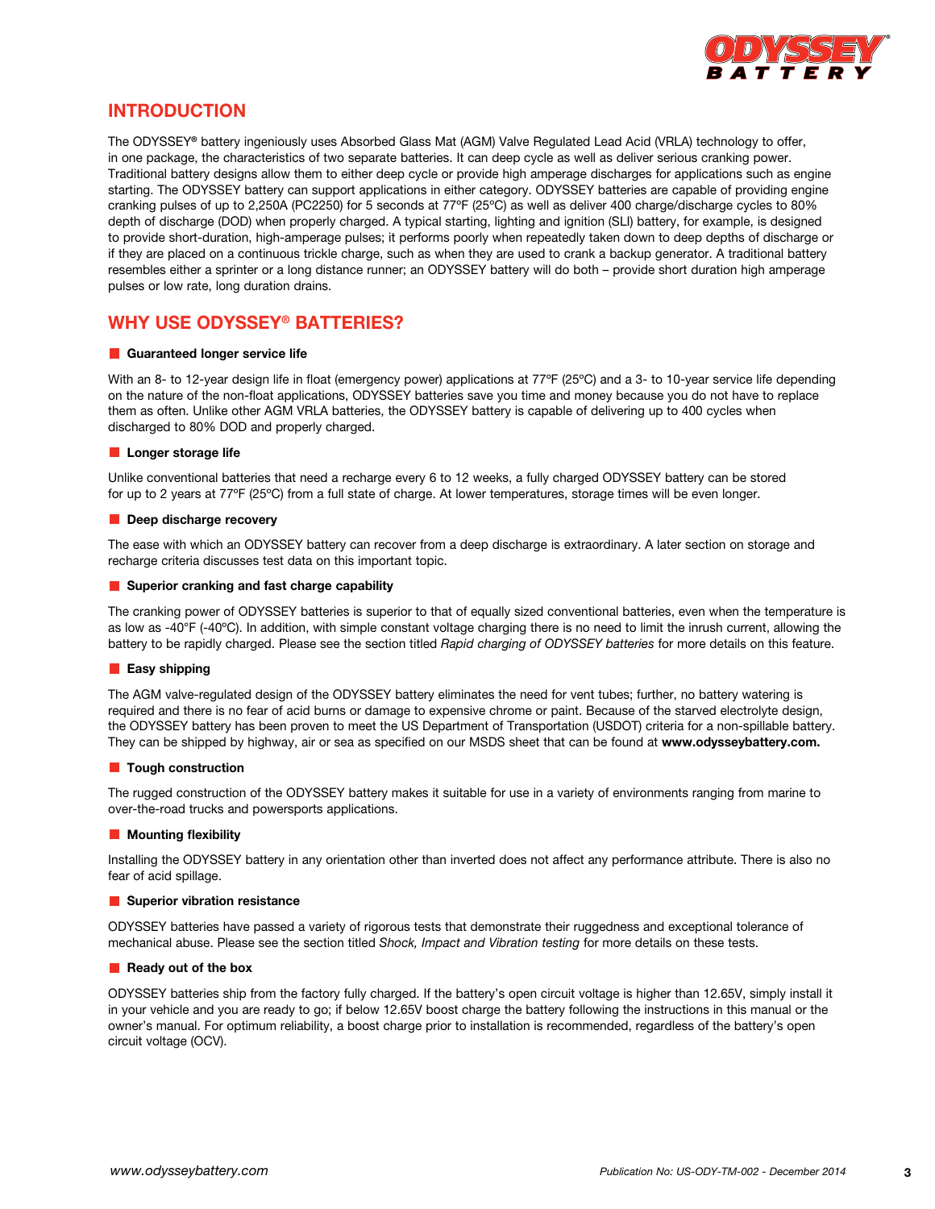## INTRODUCTION

The ODYSSEY® battery ingeniously uses Absorbed Glass Mat (AGM) Valve Regulated Lead Acid (VRLA) technology to offer, in one package, the characteristics of two separate batteries. It can deep cycle as well as deliver serious cranking power. Traditional battery designs allow them to either deep cycle or provide high amperage discharges for applications such as engine starting. The ODYSSEY battery can support applications in either category. ODYSSEY batteries are capable of providing engine cranking pulses of up to 2,250A (PC2250) for 5 seconds at 77ºF (25ºC) as well as deliver 400 charge/discharge cycles to 80% depth of discharge (DOD) when properly charged. A typical starting, lighting and ignition (SLI) battery, for example, is designed to provide short-duration, high-amperage pulses; it performs poorly when repeatedly taken down to deep depths of discharge or if they are placed on a continuous trickle charge, such as when they are used to crank a backup generator. A traditional battery resembles either a sprinter or a long distance runner; an ODYSSEY battery will do both – provide short duration high amperage pulses or low rate, long duration drains.

## WHY USE ODYSSEY® BATTERIES?

### Guaranteed longer service life

With an 8- to 12-year design life in float (emergency power) applications at 77ºF (25ºC) and a 3- to 10-year service life depending on the nature of the non-float applications, ODYSSEY batteries save you time and money because you do not have to replace them as often. Unlike other AGM VRLA batteries, the ODYSSEY battery is capable of delivering up to 400 cycles when discharged to 80% DOD and properly charged.

### Longer storage life

Unlike conventional batteries that need a recharge every 6 to 12 weeks, a fully charged ODYSSEY battery can be stored for up to 2 years at 77ºF (25ºC) from a full state of charge. At lower temperatures, storage times will be even longer.

### Deep discharge recovery

The ease with which an ODYSSEY battery can recover from a deep discharge is extraordinary. A later section on storage and recharge criteria discusses test data on this important topic.

### Superior cranking and fast charge capability

The cranking power of ODYSSEY batteries is superior to that of equally sized conventional batteries, even when the temperature is as low as -40ºF (-40ºC). In addition, with simple constant voltage charging there is no need to limit the inrush current, allowing the battery to be rapidly charged. Please see the section titled *Rapid charging of ODYSSEY batteries* for more details on this feature.

### Easy shipping

The AGM valve-regulated design of the ODYSSEY battery eliminates the need for vent tubes; further, no battery watering is required and there is no fear of acid burns or damage to expensive chrome or paint. Because of the starved electrolyte design, the ODYSSEY battery has been proven to meet the US Department of Transportation (USDOT) criteria for a non-spillable battery. They can be shipped by highway, air or sea as specified on our MSDS sheet that can be found at **www.odysseybattery.com.**

### Tough construction

The rugged construction of the ODYSSEY battery makes it suitable for use in a variety of environments ranging from marine to over-the-road trucks and powersports applications.

### Mounting flexibility

Installing the ODYSSEY battery in any orientation other than inverted does not affect any performance attribute. There is also no fear of acid spillage.

### Superior vibration resistance

ODYSSEY batteries have passed a variety of rigorous tests that demonstrate their ruggedness and exceptional tolerance of mechanical abuse. Please see the section titled *Shock, Impact and Vibration testing* for more details on these tests.

### Ready out of the box

ODYSSEY batteries ship from the factory fully charged. If the battery's open circuit voltage is higher than 12.65V, simply install it in your vehicle and you are ready to go; if below 12.65V boost charge the battery following the instructions in this manual or the owner's manual. For optimum reliability, a boost charge prior to installation is recommended, regardless of the battery's open circuit voltage (OCV).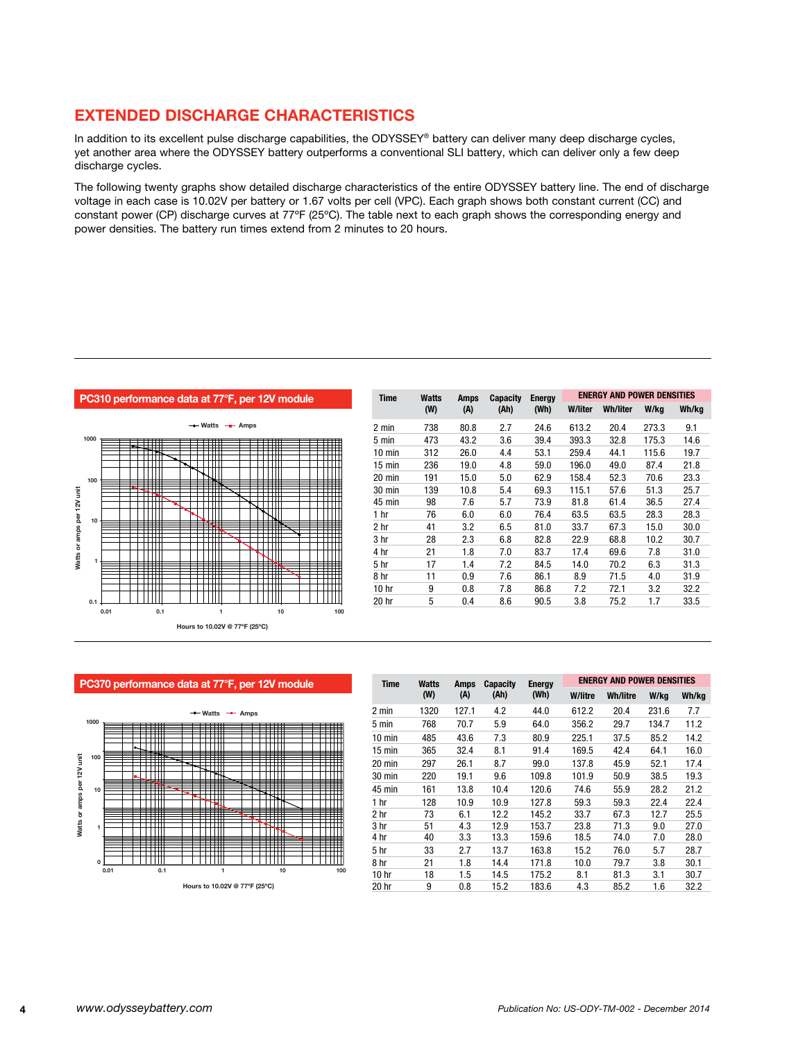## EXTENDED DISCHARGE CHARACTERISTICS

In addition to its excellent pulse discharge capabilities, the ODYSSEY® battery can deliver many deep discharge cycles, yet another area where the ODYSSEY battery outperforms a conventional SLI battery, which can deliver only a few deep discharge cycles.

The following twenty graphs show detailed discharge characteristics of the entire ODYSSEY battery line. The end of discharge voltage in each case is 10.02V per battery or 1.67 volts per cell (VPC). Each graph shows both constant current (CC) and constant power (CP) discharge curves at 77°F (25°C). The table next to each graph shows the corresponding energy and power densities. The battery run times extend from 2 minutes to 20 hours.

### PC310 performance data at 77°F, per 12V module

Watts / Amps

Watts or amps per 12V unit

Hours to 10.02V @ 77°F (25°C)

| Time | Watts (W) | Amps (A) | Capacity (Ah) | Energy (Wh) | ENERGY AND POWER DENSITIES | | | |
|---|---|---|---|---|---|---|---|---|
| | | | | | W/liter | Wh/liter | W/kg | Wh/kg |
| 2 min | 738 | 80.8 | 2.7 | 24.6 | 613.2 | 20.4 | 273.3 | 9.1 |
| 5 min | 473 | 43.2 | 3.6 | 39.4 | 393.3 | 32.8 | 175.3 | 14.6 |
| 10 min | 312 | 26.0 | 4.4 | 53.1 | 259.4 | 44.1 | 115.6 | 19.7 |
| 15 min | 236 | 19.0 | 4.8 | 59.0 | 196.0 | 49.0 | 87.4 | 21.8 |
| 20 min | 191 | 15.0 | 5.0 | 62.9 | 158.4 | 52.3 | 70.6 | 23.3 |
| 30 min | 139 | 10.8 | 5.4 | 69.3 | 115.1 | 57.6 | 51.3 | 25.7 |
| 45 min | 98 | 7.6 | 5.7 | 73.9 | 81.8 | 61.4 | 36.5 | 27.4 |
| 1 hr | 76 | 6.0 | 6.0 | 76.4 | 63.5 | 63.5 | 28.3 | 28.3 |
| 2 hr | 41 | 3.2 | 6.5 | 81.0 | 33.7 | 67.3 | 15.0 | 30.0 |
| 3 hr | 28 | 2.3 | 6.8 | 82.8 | 22.9 | 68.8 | 10.2 | 30.7 |
| 4 hr | 21 | 1.8 | 7.0 | 83.7 | 17.4 | 69.6 | 7.8 | 31.0 |
| 5 hr | 17 | 1.4 | 7.2 | 84.5 | 14.0 | 70.2 | 6.3 | 31.3 |
| 8 hr | 11 | 0.9 | 7.6 | 86.1 | 8.9 | 71.5 | 4.0 | 31.9 |
| 10 hr | 9 | 0.8 | 7.8 | 86.8 | 7.2 | 72.1 | 3.2 | 32.2 |
| 20 hr | 5 | 0.4 | 8.6 | 90.5 | 3.8 | 75.2 | 1.7 | 33.5 |

### PC370 performance data at 77°F, per 12V module

Watts / Amps

Watts or amps per 12V unit

Hours to 10.02V @ 77°F (25°C)

| Time | Watts (W) | Amps (A) | Capacity (Ah) | Energy (Wh) | ENERGY AND POWER DENSITIES | | | |
|---|---|---|---|---|---|---|---|---|
| | | | | | W/litre | Wh/litre | W/kg | Wh/kg |
| 2 min | 1320 | 127.1 | 4.2 | 44.0 | 612.2 | 20.4 | 231.6 | 7.7 |
| 5 min | 768 | 70.7 | 5.9 | 64.0 | 356.2 | 29.7 | 134.7 | 11.2 |
| 10 min | 485 | 43.6 | 7.3 | 80.9 | 225.1 | 37.5 | 85.2 | 14.2 |
| 15 min | 365 | 32.4 | 8.1 | 91.4 | 169.5 | 42.4 | 64.1 | 16.0 |
| 20 min | 297 | 26.1 | 8.7 | 99.0 | 137.8 | 45.9 | 52.1 | 17.4 |
| 30 min | 220 | 19.1 | 9.6 | 109.8 | 101.9 | 50.9 | 38.5 | 19.3 |
| 45 min | 161 | 13.8 | 10.4 | 120.6 | 74.6 | 55.9 | 28.2 | 21.2 |
| 1 hr | 128 | 10.9 | 10.9 | 127.8 | 59.3 | 59.3 | 22.4 | 22.4 |
| 2 hr | 73 | 6.1 | 12.2 | 145.2 | 33.7 | 67.3 | 12.7 | 25.5 |
| 3 hr | 51 | 4.3 | 12.9 | 153.7 | 23.8 | 71.3 | 9.0 | 27.0 |
| 4 hr | 40 | 3.3 | 13.3 | 159.6 | 18.5 | 74.0 | 7.0 | 28.0 |
| 5 hr | 33 | 2.7 | 13.7 | 163.8 | 15.2 | 76.0 | 5.7 | 28.7 |
| 8 hr | 21 | 1.8 | 14.4 | 171.8 | 10.0 | 79.7 | 3.8 | 30.1 |
| 10 hr | 18 | 1.5 | 14.5 | 175.2 | 8.1 | 81.3 | 3.1 | 30.7 |
| 20 hr | 9 | 0.8 | 15.2 | 183.6 | 4.3 | 85.2 | 1.6 | 32.2 |

*www.odysseybattery.com*

*Publication No: US-ODY-TM-002 - December 2014*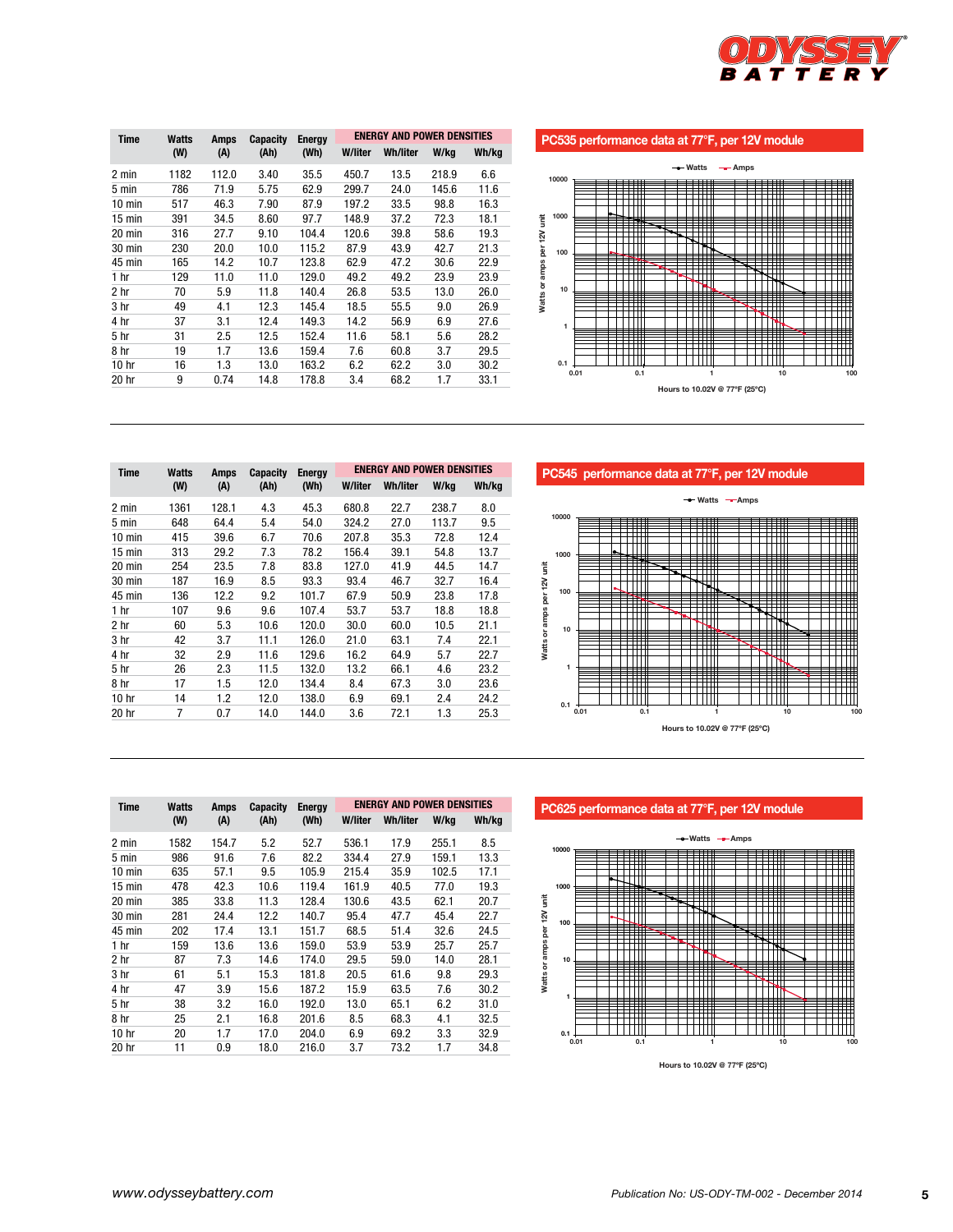| Time | Watts (W) | Amps (A) | Capacity (Ah) | Energy (Wh) | ENERGY AND POWER DENSITIES | | | |
|---|---|---|---|---|---|---|---|---|
| | | | | | W/liter | Wh/liter | W/kg | Wh/kg |
| 2 min | 1182 | 112.0 | 3.40 | 35.5 | 450.7 | 13.5 | 218.9 | 6.6 |
| 5 min | 786 | 71.9 | 5.75 | 62.9 | 299.7 | 24.0 | 145.6 | 11.6 |
| 10 min | 517 | 46.3 | 7.90 | 87.9 | 197.2 | 33.5 | 98.8 | 16.3 |
| 15 min | 391 | 34.5 | 8.60 | 97.7 | 148.9 | 37.2 | 72.3 | 18.1 |
| 20 min | 316 | 27.7 | 9.10 | 104.4 | 120.6 | 39.8 | 58.6 | 19.3 |
| 30 min | 230 | 20.0 | 10.0 | 115.2 | 87.9 | 43.9 | 42.7 | 21.3 |
| 45 min | 165 | 14.2 | 10.7 | 123.8 | 62.9 | 47.2 | 30.6 | 22.9 |
| 1 hr | 129 | 11.0 | 11.0 | 129.0 | 49.2 | 49.2 | 23.9 | 23.9 |
| 2 hr | 70 | 5.9 | 11.8 | 140.4 | 26.8 | 53.5 | 13.0 | 26.0 |
| 3 hr | 49 | 4.1 | 12.3 | 145.4 | 18.5 | 55.5 | 9.0 | 26.9 |
| 4 hr | 37 | 3.1 | 12.4 | 149.3 | 14.2 | 56.9 | 6.9 | 27.6 |
| 5 hr | 31 | 2.5 | 12.5 | 152.4 | 11.6 | 58.1 | 5.6 | 28.2 |
| 8 hr | 19 | 1.7 | 13.6 | 159.4 | 7.6 | 60.8 | 3.7 | 29.5 |
| 10 hr | 16 | 1.3 | 13.0 | 163.2 | 6.2 | 62.2 | 3.0 | 30.2 |
| 20 hr | 9 | 0.74 | 14.8 | 178.8 | 3.4 | 68.2 | 1.7 | 33.1 |

**PC535 performance data at 77°F, per 12V module**

Watts / Amps — Watts or amps per 12V unit vs. Hours to 10.02V @ 77°F (25°C)

| Time | Watts (W) | Amps (A) | Capacity (Ah) | Energy (Wh) | ENERGY AND POWER DENSITIES | | | |
|---|---|---|---|---|---|---|---|---|
| | | | | | W/liter | Wh/liter | W/kg | Wh/kg |
| 2 min | 1361 | 128.1 | 4.3 | 45.3 | 680.8 | 22.7 | 238.7 | 8.0 |
| 5 min | 648 | 64.4 | 5.4 | 54.0 | 324.2 | 27.0 | 113.7 | 9.5 |
| 10 min | 415 | 39.6 | 6.7 | 70.6 | 207.8 | 35.3 | 72.8 | 12.4 |
| 15 min | 313 | 29.2 | 7.3 | 78.2 | 156.4 | 39.1 | 54.8 | 13.7 |
| 20 min | 254 | 23.5 | 7.8 | 83.8 | 127.0 | 41.9 | 44.5 | 14.7 |
| 30 min | 187 | 16.9 | 8.5 | 93.3 | 93.4 | 46.7 | 32.7 | 16.4 |
| 45 min | 136 | 12.2 | 9.2 | 101.7 | 67.9 | 50.9 | 23.8 | 17.8 |
| 1 hr | 107 | 9.6 | 9.6 | 107.4 | 53.7 | 53.7 | 18.8 | 18.8 |
| 2 hr | 60 | 5.3 | 10.6 | 120.0 | 30.0 | 60.0 | 10.5 | 21.1 |
| 3 hr | 42 | 3.7 | 11.1 | 126.0 | 21.0 | 63.1 | 7.4 | 22.1 |
| 4 hr | 32 | 2.9 | 11.6 | 129.6 | 16.2 | 64.9 | 5.7 | 22.7 |
| 5 hr | 26 | 2.3 | 11.5 | 132.0 | 13.2 | 66.1 | 4.6 | 23.2 |
| 8 hr | 17 | 1.5 | 12.0 | 134.4 | 8.4 | 67.3 | 3.0 | 23.6 |
| 10 hr | 14 | 1.2 | 12.0 | 138.0 | 6.9 | 69.1 | 2.4 | 24.2 |
| 20 hr | 7 | 0.7 | 14.0 | 144.0 | 3.6 | 72.1 | 1.3 | 25.3 |

**PC545 performance data at 77°F, per 12V module**

Watts / Amps — Watts or amps per 12V unit vs. Hours to 10.02V @ 77°F (25°C)

| Time | Watts (W) | Amps (A) | Capacity (Ah) | Energy (Wh) | ENERGY AND POWER DENSITIES | | | |
|---|---|---|---|---|---|---|---|---|
| | | | | | W/liter | Wh/liter | W/kg | Wh/kg |
| 2 min | 1582 | 154.7 | 5.2 | 52.7 | 536.1 | 17.9 | 255.1 | 8.5 |
| 5 min | 986 | 91.6 | 7.6 | 82.2 | 334.4 | 27.9 | 159.1 | 13.3 |
| 10 min | 635 | 57.1 | 9.5 | 105.9 | 215.4 | 35.9 | 102.5 | 17.1 |
| 15 min | 478 | 42.3 | 10.6 | 119.4 | 161.9 | 40.5 | 77.0 | 19.3 |
| 20 min | 385 | 33.8 | 11.3 | 128.4 | 130.6 | 43.5 | 62.1 | 20.7 |
| 30 min | 281 | 24.4 | 12.2 | 140.7 | 95.4 | 47.7 | 45.4 | 22.7 |
| 45 min | 202 | 17.4 | 13.1 | 151.7 | 68.5 | 51.4 | 32.6 | 24.5 |
| 1 hr | 159 | 13.6 | 13.6 | 159.0 | 53.9 | 53.9 | 25.7 | 25.7 |
| 2 hr | 87 | 7.3 | 14.6 | 174.0 | 29.5 | 59.0 | 14.0 | 28.1 |
| 3 hr | 61 | 5.1 | 15.3 | 181.8 | 20.5 | 61.6 | 9.8 | 29.3 |
| 4 hr | 47 | 3.9 | 15.6 | 187.2 | 15.9 | 63.5 | 7.6 | 30.2 |
| 5 hr | 38 | 3.2 | 16.0 | 192.0 | 13.0 | 65.1 | 6.2 | 31.0 |
| 8 hr | 25 | 2.1 | 16.8 | 201.6 | 8.5 | 68.3 | 4.1 | 32.5 |
| 10 hr | 20 | 1.7 | 17.0 | 204.0 | 6.9 | 69.2 | 3.3 | 32.9 |
| 20 hr | 11 | 0.9 | 18.0 | 216.0 | 3.7 | 73.2 | 1.7 | 34.8 |

**PC625 performance data at 77°F, per 12V module**

Watts / Amps — Watts or amps per 12V unit vs. Hours to 10.02V @ 77°F (25°C)

*www.odysseybattery.com* *Publication No: US-ODY-TM-002 - December 2014*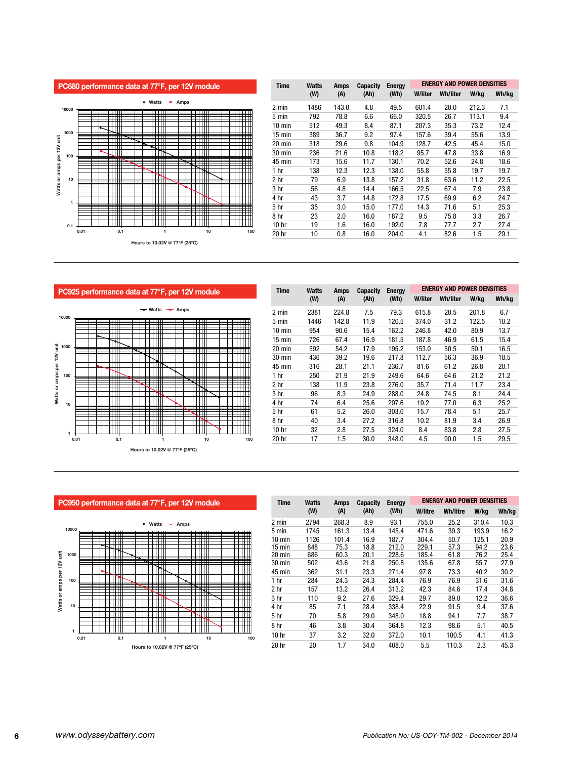## PC680 performance data at 77°F, per 12V module

Watts or amps per 12V unit (Watts, Amps) vs. Hours to 10.02V @ 77°F (25°C)

| Time | Watts (W) | Amps (A) | Capacity (Ah) | Energy (Wh) | ENERGY AND POWER DENSITIES | | | |
|---|---|---|---|---|---|---|---|---|
| | | | | | W/liter | Wh/liter | W/kg | Wh/kg |
| 2 min | 1486 | 143.0 | 4.8 | 49.5 | 601.4 | 20.0 | 212.3 | 7.1 |
| 5 min | 792 | 78.8 | 6.6 | 66.0 | 320.5 | 26.7 | 113.1 | 9.4 |
| 10 min | 512 | 49.3 | 8.4 | 87.1 | 207.3 | 35.3 | 73.2 | 12.4 |
| 15 min | 389 | 36.7 | 9.2 | 97.4 | 157.6 | 39.4 | 55.6 | 13.9 |
| 20 min | 318 | 29.6 | 9.8 | 104.9 | 128.7 | 42.5 | 45.4 | 15.0 |
| 30 min | 236 | 21.6 | 10.8 | 118.2 | 95.7 | 47.8 | 33.8 | 16.9 |
| 45 min | 173 | 15.6 | 11.7 | 130.1 | 70.2 | 52.6 | 24.8 | 18.6 |
| 1 hr | 138 | 12.3 | 12.3 | 138.0 | 55.8 | 55.8 | 19.7 | 19.7 |
| 2 hr | 79 | 6.9 | 13.8 | 157.2 | 31.8 | 63.6 | 11.2 | 22.5 |
| 3 hr | 56 | 4.8 | 14.4 | 166.5 | 22.5 | 67.4 | 7.9 | 23.8 |
| 4 hr | 43 | 3.7 | 14.8 | 172.8 | 17.5 | 69.9 | 6.2 | 24.7 |
| 5 hr | 35 | 3.0 | 15.0 | 177.0 | 14.3 | 71.6 | 5.1 | 25.3 |
| 8 hr | 23 | 2.0 | 16.0 | 187.2 | 9.5 | 75.8 | 3.3 | 26.7 |
| 10 hr | 19 | 1.6 | 16.0 | 192.0 | 7.8 | 77.7 | 2.7 | 27.4 |
| 20 hr | 10 | 0.8 | 16.0 | 204.0 | 4.1 | 82.6 | 1.5 | 29.1 |

## PC925 performance data at 77°F, per 12V module

Watts or amps per 12V unit (Watts, Amps) vs. Hours to 10.02V @ 77°F (25°C)

| Time | Watts (W) | Amps (A) | Capacity (Ah) | Energy (Wh) | ENERGY AND POWER DENSITIES | | | |
|---|---|---|---|---|---|---|---|---|
| | | | | | W/liter | Wh/liter | W/kg | Wh/kg |
| 2 min | 2381 | 224.8 | 7.5 | 79.3 | 615.8 | 20.5 | 201.8 | 6.7 |
| 5 min | 1446 | 142.8 | 11.9 | 120.5 | 374.0 | 31.2 | 122.5 | 10.2 |
| 10 min | 954 | 90.6 | 15.4 | 162.2 | 246.8 | 42.0 | 80.9 | 13.7 |
| 15 min | 726 | 67.4 | 16.9 | 181.5 | 187.8 | 46.9 | 61.5 | 15.4 |
| 20 min | 592 | 54.2 | 17.9 | 195.2 | 153.0 | 50.5 | 50.1 | 16.5 |
| 30 min | 436 | 39.2 | 19.6 | 217.8 | 112.7 | 56.3 | 36.9 | 18.5 |
| 45 min | 316 | 28.1 | 21.1 | 236.7 | 81.6 | 61.2 | 26.8 | 20.1 |
| 1 hr | 250 | 21.9 | 21.9 | 249.6 | 64.6 | 64.6 | 21.2 | 21.2 |
| 2 hr | 138 | 11.9 | 23.8 | 276.0 | 35.7 | 71.4 | 11.7 | 23.4 |
| 3 hr | 96 | 8.3 | 24.9 | 288.0 | 24.8 | 74.5 | 8.1 | 24.4 |
| 4 hr | 74 | 6.4 | 25.6 | 297.6 | 19.2 | 77.0 | 6.3 | 25.2 |
| 5 hr | 61 | 5.2 | 26.0 | 303.0 | 15.7 | 78.4 | 5.1 | 25.7 |
| 8 hr | 40 | 3.4 | 27.2 | 316.8 | 10.2 | 81.9 | 3.4 | 26.9 |
| 10 hr | 32 | 2.8 | 27.5 | 324.0 | 8.4 | 83.8 | 2.8 | 27.5 |
| 20 hr | 17 | 1.5 | 30.0 | 348.0 | 4.5 | 90.0 | 1.5 | 29.5 |

## PC950 performance data at 77°F, per 12V module

Watts or amps per 12V unit (Watts, Amps) vs. Hours to 10.02V @ 77°F (25°C)

| Time | Watts (W) | Amps (A) | Capacity (Ah) | Energy (Wh) | ENERGY AND POWER DENSITIES | | | |
|---|---|---|---|---|---|---|---|---|
| | | | | | W/litre | Wh/litre | W/kg | Wh/kg |
| 2 min | 2794 | 268.3 | 8.9 | 93.1 | 755.0 | 25.2 | 310.4 | 10.3 |
| 5 min | 1745 | 161.3 | 13.4 | 145.4 | 471.6 | 39.3 | 193.9 | 16.2 |
| 10 min | 1126 | 101.4 | 16.9 | 187.7 | 304.4 | 50.7 | 125.1 | 20.9 |
| 15 min | 848 | 75.3 | 18.8 | 212.0 | 229.1 | 57.3 | 94.2 | 23.6 |
| 20 min | 686 | 60.3 | 20.1 | 228.6 | 185.4 | 61.8 | 76.2 | 25.4 |
| 30 min | 502 | 43.6 | 21.8 | 250.8 | 135.6 | 67.8 | 55.7 | 27.9 |
| 45 min | 362 | 31.1 | 23.3 | 271.4 | 97.8 | 73.3 | 40.2 | 30.2 |
| 1 hr | 284 | 24.3 | 24.3 | 284.4 | 76.9 | 76.9 | 31.6 | 31.6 |
| 2 hr | 157 | 13.2 | 26.4 | 313.2 | 42.3 | 84.6 | 17.4 | 34.8 |
| 3 hr | 110 | 9.2 | 27.6 | 329.4 | 29.7 | 89.0 | 12.2 | 36.6 |
| 4 hr | 85 | 7.1 | 28.4 | 338.4 | 22.9 | 91.5 | 9.4 | 37.6 |
| 5 hr | 70 | 5.8 | 29.0 | 348.0 | 18.8 | 94.1 | 7.7 | 38.7 |
| 8 hr | 46 | 3.8 | 30.4 | 364.8 | 12.3 | 98.6 | 5.1 | 40.5 |
| 10 hr | 37 | 3.2 | 32.0 | 372.0 | 10.1 | 100.5 | 4.1 | 41.3 |
| 20 hr | 20 | 1.7 | 34.0 | 408.0 | 5.5 | 110.3 | 2.3 | 45.3 |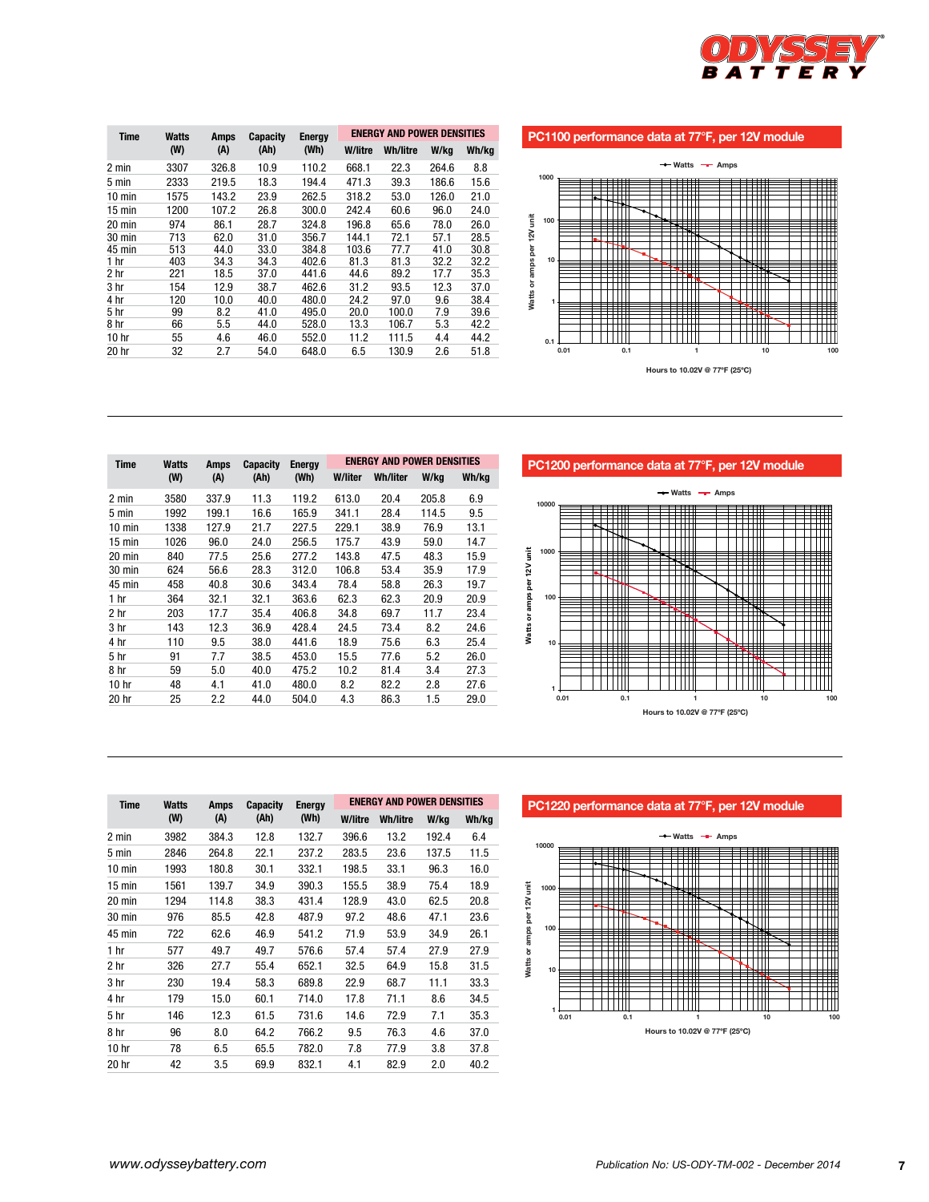| Time | Watts (W) | Amps (A) | Capacity (Ah) | Energy (Wh) | ENERGY AND POWER DENSITIES | | | |
|---|---|---|---|---|---|---|---|---|
| | | | | | W/litre | Wh/litre | W/kg | Wh/kg |
| 2 min | 3307 | 326.8 | 10.9 | 110.2 | 668.1 | 22.3 | 264.6 | 8.8 |
| 5 min | 2333 | 219.5 | 18.3 | 194.4 | 471.3 | 39.3 | 186.6 | 15.6 |
| 10 min | 1575 | 143.2 | 23.9 | 262.5 | 318.2 | 53.0 | 126.0 | 21.0 |
| 15 min | 1200 | 107.2 | 26.8 | 300.0 | 242.4 | 60.6 | 96.0 | 24.0 |
| 20 min | 974 | 86.1 | 28.7 | 324.8 | 196.8 | 65.6 | 78.0 | 26.0 |
| 30 min | 713 | 62.0 | 31.0 | 356.7 | 144.1 | 72.1 | 57.1 | 28.5 |
| 45 min | 513 | 44.0 | 33.0 | 384.8 | 103.6 | 77.7 | 41.0 | 30.8 |
| 1 hr | 403 | 34.3 | 34.3 | 402.6 | 81.3 | 81.3 | 32.2 | 32.2 |
| 2 hr | 221 | 18.5 | 37.0 | 441.6 | 44.6 | 89.2 | 17.7 | 35.3 |
| 3 hr | 154 | 12.9 | 38.7 | 462.6 | 31.2 | 93.5 | 12.3 | 37.0 |
| 4 hr | 120 | 10.0 | 40.0 | 480.0 | 24.2 | 97.0 | 9.6 | 38.4 |
| 5 hr | 99 | 8.2 | 41.0 | 495.0 | 20.0 | 100.0 | 7.9 | 39.6 |
| 8 hr | 66 | 5.5 | 44.0 | 528.0 | 13.3 | 106.7 | 5.3 | 42.2 |
| 10 hr | 55 | 4.6 | 46.0 | 552.0 | 11.2 | 111.5 | 4.4 | 44.2 |
| 20 hr | 32 | 2.7 | 54.0 | 648.0 | 6.5 | 130.9 | 2.6 | 51.8 |

## PC1100 performance data at 77°F, per 12V module

Watts — Amps

Watts or amps per 12V unit

Hours to 10.02V @ 77°F (25°C)

| Time | Watts (W) | Amps (A) | Capacity (Ah) | Energy (Wh) | ENERGY AND POWER DENSITIES | | | |
|---|---|---|---|---|---|---|---|---|
| | | | | | W/liter | Wh/liter | W/kg | Wh/kg |
| 2 min | 3580 | 337.9 | 11.3 | 119.2 | 613.0 | 20.4 | 205.8 | 6.9 |
| 5 min | 1992 | 199.1 | 16.6 | 165.9 | 341.1 | 28.4 | 114.5 | 9.5 |
| 10 min | 1338 | 127.9 | 21.7 | 227.5 | 229.1 | 38.9 | 76.9 | 13.1 |
| 15 min | 1026 | 96.0 | 24.0 | 256.5 | 175.7 | 43.9 | 59.0 | 14.7 |
| 20 min | 840 | 77.5 | 25.6 | 277.2 | 143.8 | 47.5 | 48.3 | 15.9 |
| 30 min | 624 | 56.6 | 28.3 | 312.0 | 106.8 | 53.4 | 35.9 | 17.9 |
| 45 min | 458 | 40.8 | 30.6 | 343.4 | 78.4 | 58.8 | 26.3 | 19.7 |
| 1 hr | 364 | 32.1 | 32.1 | 363.6 | 62.3 | 62.3 | 20.9 | 20.9 |
| 2 hr | 203 | 17.7 | 35.4 | 406.8 | 34.8 | 69.7 | 11.7 | 23.4 |
| 3 hr | 143 | 12.3 | 36.9 | 428.4 | 24.5 | 73.4 | 8.2 | 24.6 |
| 4 hr | 110 | 9.5 | 38.0 | 441.6 | 18.9 | 75.6 | 6.3 | 25.4 |
| 5 hr | 91 | 7.7 | 38.5 | 453.0 | 15.5 | 77.6 | 5.2 | 26.0 |
| 8 hr | 59 | 5.0 | 40.0 | 475.2 | 10.2 | 81.4 | 3.4 | 27.3 |
| 10 hr | 48 | 4.1 | 41.0 | 480.0 | 8.2 | 82.2 | 2.8 | 27.6 |
| 20 hr | 25 | 2.2 | 44.0 | 504.0 | 4.3 | 86.3 | 1.5 | 29.0 |

## PC1200 performance data at 77°F, per 12V module

Watts — Amps

Watts or amps per 12V unit

Hours to 10.02V @ 77°F (25°C)

| Time | Watts (W) | Amps (A) | Capacity (Ah) | Energy (Wh) | ENERGY AND POWER DENSITIES | | | |
|---|---|---|---|---|---|---|---|---|
| | | | | | W/litre | Wh/litre | W/kg | Wh/kg |
| 2 min | 3982 | 384.3 | 12.8 | 132.7 | 396.6 | 13.2 | 192.4 | 6.4 |
| 5 min | 2846 | 264.8 | 22.1 | 237.2 | 283.5 | 23.6 | 137.5 | 11.5 |
| 10 min | 1993 | 180.8 | 30.1 | 332.1 | 198.5 | 33.1 | 96.3 | 16.0 |
| 15 min | 1561 | 139.7 | 34.9 | 390.3 | 155.5 | 38.9 | 75.4 | 18.9 |
| 20 min | 1294 | 114.8 | 38.3 | 431.4 | 128.9 | 43.0 | 62.5 | 20.8 |
| 30 min | 976 | 85.5 | 42.8 | 487.9 | 97.2 | 48.6 | 47.1 | 23.6 |
| 45 min | 722 | 62.6 | 46.9 | 541.2 | 71.9 | 53.9 | 34.9 | 26.1 |
| 1 hr | 577 | 49.7 | 49.7 | 576.6 | 57.4 | 57.4 | 27.9 | 27.9 |
| 2 hr | 326 | 27.7 | 55.4 | 652.1 | 32.5 | 64.9 | 15.8 | 31.5 |
| 3 hr | 230 | 19.4 | 58.3 | 689.8 | 22.9 | 68.7 | 11.1 | 33.3 |
| 4 hr | 179 | 15.0 | 60.1 | 714.0 | 17.8 | 71.1 | 8.6 | 34.5 |
| 5 hr | 146 | 12.3 | 61.5 | 731.6 | 14.6 | 72.9 | 7.1 | 35.3 |
| 8 hr | 96 | 8.0 | 64.2 | 766.2 | 9.5 | 76.3 | 4.6 | 37.0 |
| 10 hr | 78 | 6.5 | 65.5 | 782.0 | 7.8 | 77.9 | 3.8 | 37.8 |
| 20 hr | 42 | 3.5 | 69.9 | 832.1 | 4.1 | 82.9 | 2.0 | 40.2 |

## PC1220 performance data at 77°F, per 12V module

Watts — Amps

Watts or amps per 12V unit

Hours to 10.02V @ 77°F (25°C)

www.odysseybattery.com

*Publication No: US-ODY-TM-002 - December 2014*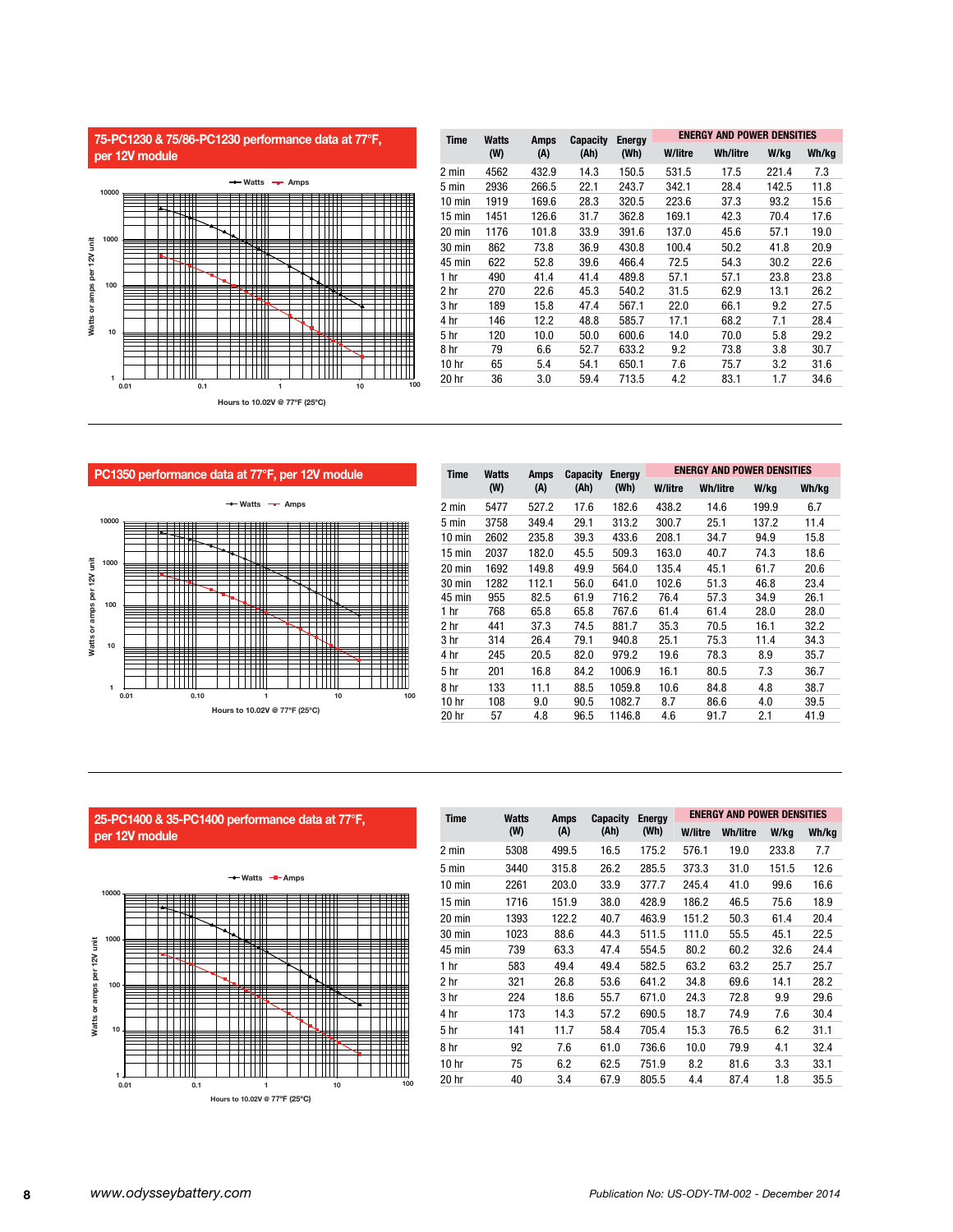## 75-PC1230 & 75/86-PC1230 performance data at 77°F, per 12V module

| Time | Watts (W) | Amps (A) | Capacity (Ah) | Energy (Wh) | ENERGY AND POWER DENSITIES | | | |
|---|---|---|---|---|---|---|---|---|
| | | | | | W/litre | Wh/litre | W/kg | Wh/kg |
| 2 min | 4562 | 432.9 | 14.3 | 150.5 | 531.5 | 17.5 | 221.4 | 7.3 |
| 5 min | 2936 | 266.5 | 22.1 | 243.7 | 342.1 | 28.4 | 142.5 | 11.8 |
| 10 min | 1919 | 169.6 | 28.3 | 320.5 | 223.6 | 37.3 | 93.2 | 15.6 |
| 15 min | 1451 | 126.6 | 31.7 | 362.8 | 169.1 | 42.3 | 70.4 | 17.6 |
| 20 min | 1176 | 101.8 | 33.9 | 391.6 | 137.0 | 45.6 | 57.1 | 19.0 |
| 30 min | 862 | 73.8 | 36.9 | 430.8 | 100.4 | 50.2 | 41.8 | 20.9 |
| 45 min | 622 | 52.8 | 39.6 | 466.4 | 72.5 | 54.3 | 30.2 | 22.6 |
| 1 hr | 490 | 41.4 | 41.4 | 489.8 | 57.1 | 57.1 | 23.8 | 23.8 |
| 2 hr | 270 | 22.6 | 45.3 | 540.2 | 31.5 | 62.9 | 13.1 | 26.2 |
| 3 hr | 189 | 15.8 | 47.4 | 567.1 | 22.0 | 66.1 | 9.2 | 27.5 |
| 4 hr | 146 | 12.2 | 48.8 | 585.7 | 17.1 | 68.2 | 7.1 | 28.4 |
| 5 hr | 120 | 10.0 | 50.0 | 600.6 | 14.0 | 70.0 | 5.8 | 29.2 |
| 8 hr | 79 | 6.6 | 52.7 | 633.2 | 9.2 | 73.8 | 3.8 | 30.7 |
| 10 hr | 65 | 5.4 | 54.1 | 650.1 | 7.6 | 75.7 | 3.2 | 31.6 |
| 20 hr | 36 | 3.0 | 59.4 | 713.5 | 4.2 | 83.1 | 1.7 | 34.6 |

## PC1350 performance data at 77°F, per 12V module

| Time | Watts (W) | Amps (A) | Capacity (Ah) | Energy (Wh) | ENERGY AND POWER DENSITIES | | | |
|---|---|---|---|---|---|---|---|---|
| | | | | | W/litre | Wh/litre | W/kg | Wh/kg |
| 2 min | 5477 | 527.2 | 17.6 | 182.6 | 438.2 | 14.6 | 199.9 | 6.7 |
| 5 min | 3758 | 349.4 | 29.1 | 313.2 | 300.7 | 25.1 | 137.2 | 11.4 |
| 10 min | 2602 | 235.8 | 39.3 | 433.6 | 208.1 | 34.7 | 94.9 | 15.8 |
| 15 min | 2037 | 182.0 | 45.5 | 509.3 | 163.0 | 40.7 | 74.3 | 18.6 |
| 20 min | 1692 | 149.8 | 49.9 | 564.0 | 135.4 | 45.1 | 61.7 | 20.6 |
| 30 min | 1282 | 112.1 | 56.0 | 641.0 | 102.6 | 51.3 | 46.8 | 23.4 |
| 45 min | 955 | 82.5 | 61.9 | 716.2 | 76.4 | 57.3 | 34.9 | 26.1 |
| 1 hr | 768 | 65.8 | 65.8 | 767.6 | 61.4 | 61.4 | 28.0 | 28.0 |
| 2 hr | 441 | 37.3 | 74.5 | 881.7 | 35.3 | 70.5 | 16.1 | 32.2 |
| 3 hr | 314 | 26.4 | 79.1 | 940.8 | 25.1 | 75.3 | 11.4 | 34.3 |
| 4 hr | 245 | 20.5 | 82.0 | 979.2 | 19.6 | 78.3 | 8.9 | 35.7 |
| 5 hr | 201 | 16.8 | 84.2 | 1006.9 | 16.1 | 80.5 | 7.3 | 36.7 |
| 8 hr | 133 | 11.1 | 88.5 | 1059.8 | 10.6 | 84.8 | 4.8 | 38.7 |
| 10 hr | 108 | 9.0 | 90.5 | 1082.7 | 8.7 | 86.6 | 4.0 | 39.5 |
| 20 hr | 57 | 4.8 | 96.5 | 1146.8 | 4.6 | 91.7 | 2.1 | 41.9 |

## 25-PC1400 & 35-PC1400 performance data at 77°F, per 12V module

| Time | Watts (W) | Amps (A) | Capacity (Ah) | Energy (Wh) | ENERGY AND POWER DENSITIES | | | |
|---|---|---|---|---|---|---|---|---|
| | | | | | W/litre | Wh/litre | W/kg | Wh/kg |
| 2 min | 5308 | 499.5 | 16.5 | 175.2 | 576.1 | 19.0 | 233.8 | 7.7 |
| 5 min | 3440 | 315.8 | 26.2 | 285.5 | 373.3 | 31.0 | 151.5 | 12.6 |
| 10 min | 2261 | 203.0 | 33.9 | 377.7 | 245.4 | 41.0 | 99.6 | 16.6 |
| 15 min | 1716 | 151.9 | 38.0 | 428.9 | 186.2 | 46.5 | 75.6 | 18.9 |
| 20 min | 1393 | 122.2 | 40.7 | 463.9 | 151.2 | 50.3 | 61.4 | 20.4 |
| 30 min | 1023 | 88.6 | 44.3 | 511.5 | 111.0 | 55.5 | 45.1 | 22.5 |
| 45 min | 739 | 63.3 | 47.4 | 554.5 | 80.2 | 60.2 | 32.6 | 24.4 |
| 1 hr | 583 | 49.4 | 49.4 | 582.5 | 63.2 | 63.2 | 25.7 | 25.7 |
| 2 hr | 321 | 26.8 | 53.6 | 641.2 | 34.8 | 69.6 | 14.1 | 28.2 |
| 3 hr | 224 | 18.6 | 55.7 | 671.0 | 24.3 | 72.8 | 9.9 | 29.6 |
| 4 hr | 173 | 14.3 | 57.2 | 690.5 | 18.7 | 74.9 | 7.6 | 30.4 |
| 5 hr | 141 | 11.7 | 58.4 | 705.4 | 15.3 | 76.5 | 6.2 | 31.1 |
| 8 hr | 92 | 7.6 | 61.0 | 736.6 | 10.0 | 79.9 | 4.1 | 32.4 |
| 10 hr | 75 | 6.2 | 62.5 | 751.9 | 8.2 | 81.6 | 3.3 | 33.1 |
| 20 hr | 40 | 3.4 | 67.9 | 805.5 | 4.4 | 87.4 | 1.8 | 35.5 |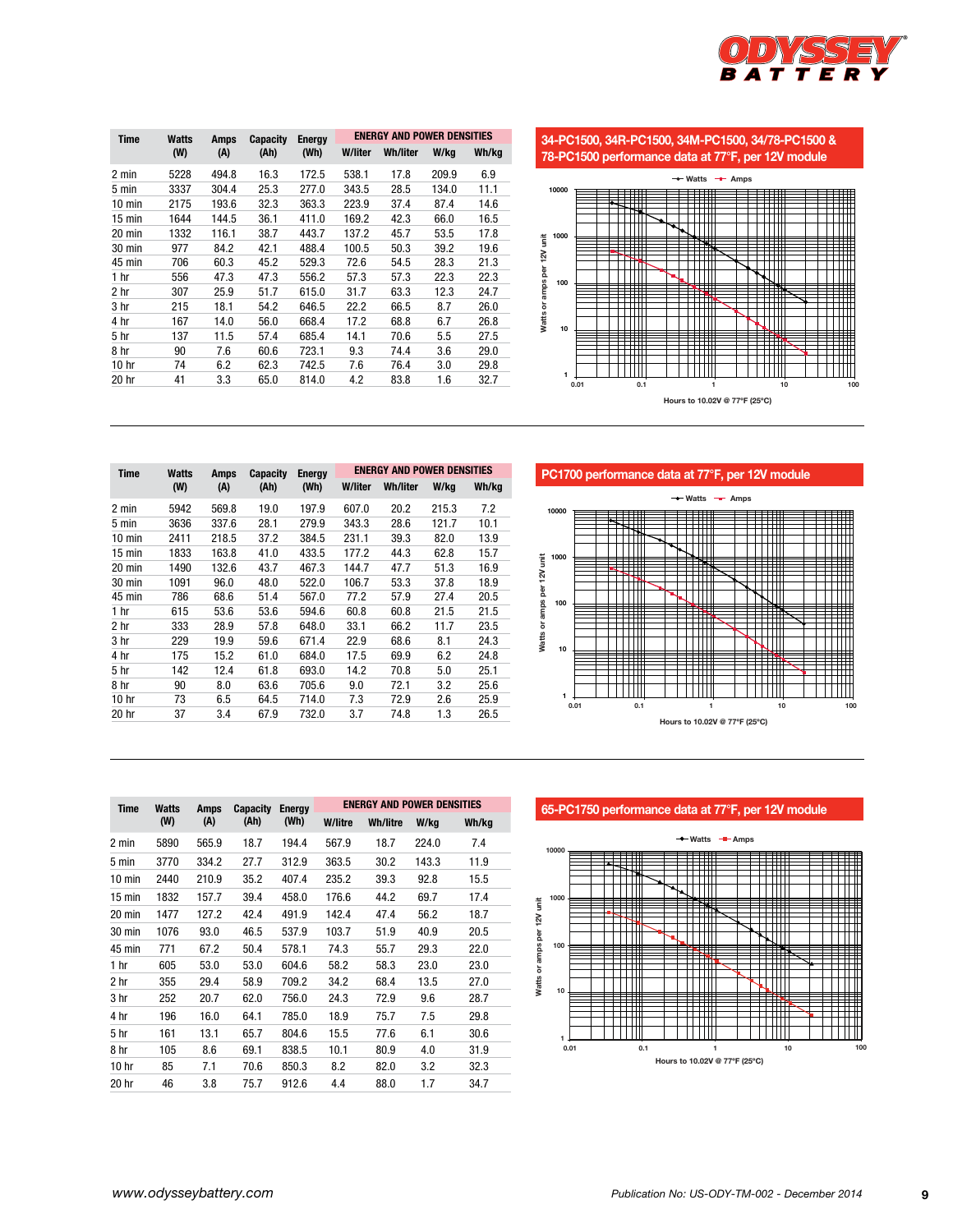| Time | Watts (W) | Amps (A) | Capacity (Ah) | Energy (Wh) | ENERGY AND POWER DENSITIES | | | |
|---|---|---|---|---|---|---|---|---|
| | | | | | W/liter | Wh/liter | W/kg | Wh/kg |
| 2 min | 5228 | 494.8 | 16.3 | 172.5 | 538.1 | 17.8 | 209.9 | 6.9 |
| 5 min | 3337 | 304.4 | 25.3 | 277.0 | 343.5 | 28.5 | 134.0 | 11.1 |
| 10 min | 2175 | 193.6 | 32.3 | 363.3 | 223.9 | 37.4 | 87.4 | 14.6 |
| 15 min | 1644 | 144.5 | 36.1 | 411.0 | 169.2 | 42.3 | 66.0 | 16.5 |
| 20 min | 1332 | 116.1 | 38.7 | 443.7 | 137.2 | 45.7 | 53.5 | 17.8 |
| 30 min | 977 | 84.2 | 42.1 | 488.4 | 100.5 | 50.3 | 39.2 | 19.6 |
| 45 min | 706 | 60.3 | 45.2 | 529.3 | 72.6 | 54.5 | 28.3 | 21.3 |
| 1 hr | 556 | 47.3 | 47.3 | 556.2 | 57.3 | 57.3 | 22.3 | 22.3 |
| 2 hr | 307 | 25.9 | 51.7 | 615.0 | 31.7 | 63.3 | 12.3 | 24.7 |
| 3 hr | 215 | 18.1 | 54.2 | 646.5 | 22.2 | 66.5 | 8.7 | 26.0 |
| 4 hr | 167 | 14.0 | 56.0 | 668.4 | 17.2 | 68.8 | 6.7 | 26.8 |
| 5 hr | 137 | 11.5 | 57.4 | 685.4 | 14.1 | 70.6 | 5.5 | 27.5 |
| 8 hr | 90 | 7.6 | 60.6 | 723.1 | 9.3 | 74.4 | 3.6 | 29.0 |
| 10 hr | 74 | 6.2 | 62.3 | 742.5 | 7.6 | 76.4 | 3.0 | 29.8 |
| 20 hr | 41 | 3.3 | 65.0 | 814.0 | 4.2 | 83.8 | 1.6 | 32.7 |

## 34-PC1500, 34R-PC1500, 34M-PC1500, 34/78-PC1500 & 78-PC1500 performance data at 77°F, per 12V module

Watts / Amps — Watts or amps per 12V unit vs. Hours to 10.02V @ 77°F (25°C)

| Time | Watts (W) | Amps (A) | Capacity (Ah) | Energy (Wh) | ENERGY AND POWER DENSITIES | | | |
|---|---|---|---|---|---|---|---|---|
| | | | | | W/liter | Wh/liter | W/kg | Wh/kg |
| 2 min | 5942 | 569.8 | 19.0 | 197.9 | 607.0 | 20.2 | 215.3 | 7.2 |
| 5 min | 3636 | 337.6 | 28.1 | 279.9 | 343.3 | 28.6 | 121.7 | 10.1 |
| 10 min | 2411 | 218.5 | 37.2 | 384.5 | 231.1 | 39.3 | 82.0 | 13.9 |
| 15 min | 1833 | 163.8 | 41.0 | 433.5 | 177.2 | 44.3 | 62.8 | 15.7 |
| 20 min | 1490 | 132.6 | 43.7 | 467.3 | 144.7 | 47.7 | 51.3 | 16.9 |
| 30 min | 1091 | 96.0 | 48.0 | 522.0 | 106.7 | 53.3 | 37.8 | 18.9 |
| 45 min | 786 | 68.6 | 51.4 | 567.0 | 77.2 | 57.9 | 27.4 | 20.5 |
| 1 hr | 615 | 53.6 | 53.6 | 594.6 | 60.8 | 60.8 | 21.5 | 21.5 |
| 2 hr | 333 | 28.9 | 57.8 | 648.0 | 33.1 | 66.2 | 11.7 | 23.5 |
| 3 hr | 229 | 19.9 | 59.6 | 671.4 | 22.9 | 68.6 | 8.1 | 24.3 |
| 4 hr | 175 | 15.2 | 61.0 | 684.0 | 17.5 | 69.9 | 6.2 | 24.8 |
| 5 hr | 142 | 12.4 | 61.8 | 693.0 | 14.2 | 70.8 | 5.0 | 25.1 |
| 8 hr | 90 | 8.0 | 63.6 | 705.6 | 9.0 | 72.1 | 3.2 | 25.6 |
| 10 hr | 73 | 6.5 | 64.5 | 714.0 | 7.3 | 72.9 | 2.6 | 25.9 |
| 20 hr | 37 | 3.4 | 67.9 | 732.0 | 3.7 | 74.8 | 1.3 | 26.5 |

## PC1700 performance data at 77°F, per 12V module

Watts / Amps — Watts or amps per 12V unit vs. Hours to 10.02V @ 77°F (25°C)

| Time | Watts (W) | Amps (A) | Capacity (Ah) | Energy (Wh) | ENERGY AND POWER DENSITIES | | | |
|---|---|---|---|---|---|---|---|---|
| | | | | | W/litre | Wh/litre | W/kg | Wh/kg |
| 2 min | 5890 | 565.9 | 18.7 | 194.4 | 567.9 | 18.7 | 224.0 | 7.4 |
| 5 min | 3770 | 334.2 | 27.7 | 312.9 | 363.5 | 30.2 | 143.3 | 11.9 |
| 10 min | 2440 | 210.9 | 35.2 | 407.4 | 235.2 | 39.3 | 92.8 | 15.5 |
| 15 min | 1832 | 157.7 | 39.4 | 458.0 | 176.6 | 44.2 | 69.7 | 17.4 |
| 20 min | 1477 | 127.2 | 42.4 | 491.9 | 142.4 | 47.4 | 56.2 | 18.7 |
| 30 min | 1076 | 93.0 | 46.5 | 537.9 | 103.7 | 51.9 | 40.9 | 20.5 |
| 45 min | 771 | 67.2 | 50.4 | 578.1 | 74.3 | 55.7 | 29.3 | 22.0 |
| 1 hr | 605 | 53.0 | 53.0 | 604.6 | 58.2 | 58.3 | 23.0 | 23.0 |
| 2 hr | 355 | 29.4 | 58.9 | 709.2 | 34.2 | 68.4 | 13.5 | 27.0 |
| 3 hr | 252 | 20.7 | 62.0 | 756.0 | 24.3 | 72.9 | 9.6 | 28.7 |
| 4 hr | 196 | 16.0 | 64.1 | 785.0 | 18.9 | 75.7 | 7.5 | 29.8 |
| 5 hr | 161 | 13.1 | 65.7 | 804.6 | 15.5 | 77.6 | 6.1 | 30.6 |
| 8 hr | 105 | 8.6 | 69.1 | 838.5 | 10.1 | 80.9 | 4.0 | 31.9 |
| 10 hr | 85 | 7.1 | 70.6 | 850.3 | 8.2 | 82.0 | 3.2 | 32.3 |
| 20 hr | 46 | 3.8 | 75.7 | 912.6 | 4.4 | 88.0 | 1.7 | 34.7 |

## 65-PC1750 performance data at 77°F, per 12V module

Watts / Amps — Watts or amps per 12V unit vs. Hours to 10.02V @ 77°F (25°C)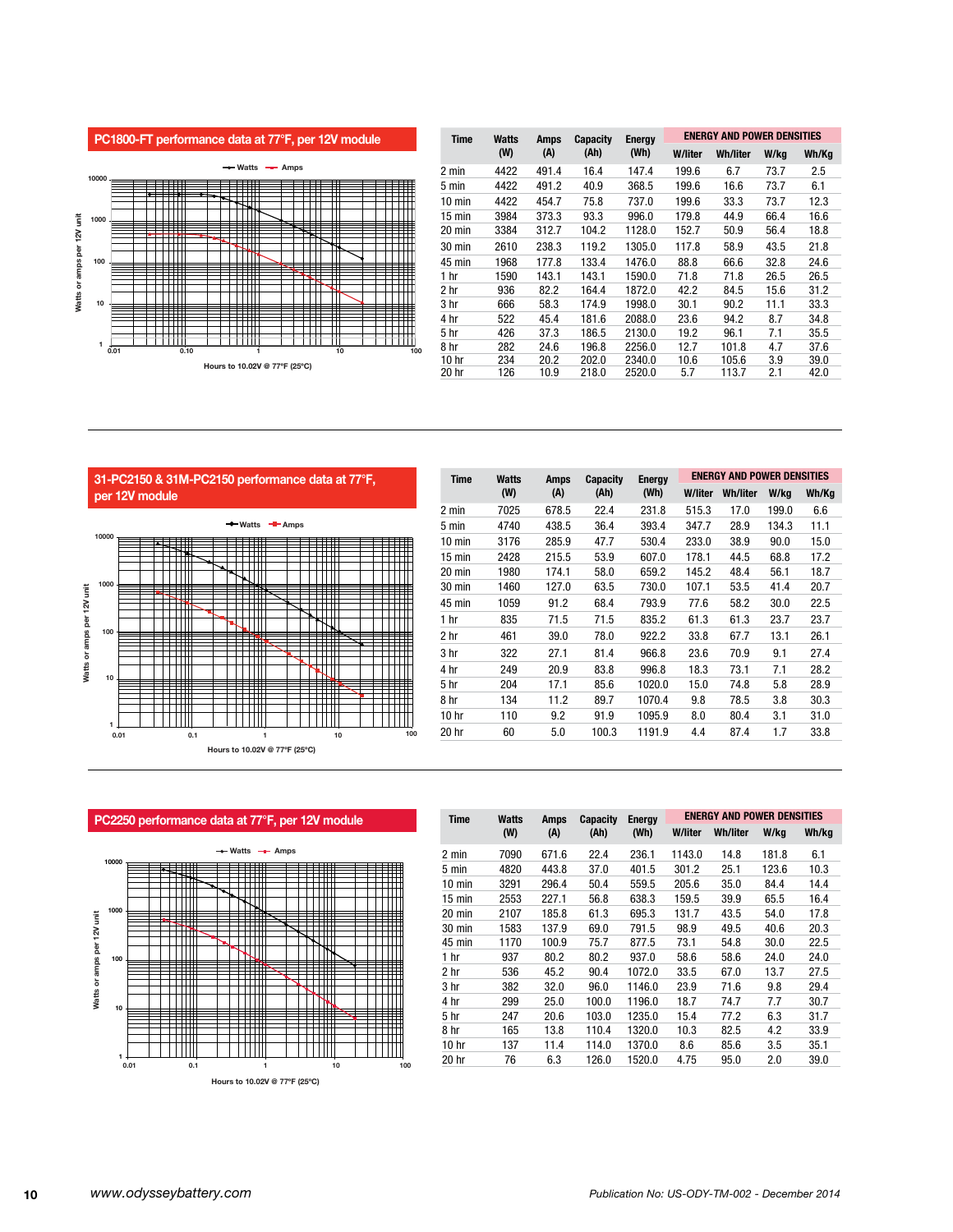## PC1800-FT performance data at 77°F, per 12V module

| Time | Watts (W) | Amps (A) | Capacity (Ah) | Energy (Wh) | ENERGY AND POWER DENSITIES W/liter | Wh/liter | W/kg | Wh/Kg |
|---|---|---|---|---|---|---|---|---|
| 2 min | 4422 | 491.4 | 16.4 | 147.4 | 199.6 | 6.7 | 73.7 | 2.5 |
| 5 min | 4422 | 491.2 | 40.9 | 368.5 | 199.6 | 16.6 | 73.7 | 6.1 |
| 10 min | 4422 | 454.7 | 75.8 | 737.0 | 199.6 | 33.3 | 73.7 | 12.3 |
| 15 min | 3984 | 373.3 | 93.3 | 996.0 | 179.8 | 44.9 | 66.4 | 16.6 |
| 20 min | 3384 | 312.7 | 104.2 | 1128.0 | 152.7 | 50.9 | 56.4 | 18.8 |
| 30 min | 2610 | 238.3 | 119.2 | 1305.0 | 117.8 | 58.9 | 43.5 | 21.8 |
| 45 min | 1968 | 177.8 | 133.4 | 1476.0 | 88.8 | 66.6 | 32.8 | 24.6 |
| 1 hr | 1590 | 143.1 | 143.1 | 1590.0 | 71.8 | 71.8 | 26.5 | 26.5 |
| 2 hr | 936 | 82.2 | 164.4 | 1872.0 | 42.2 | 84.5 | 15.6 | 31.2 |
| 3 hr | 666 | 58.3 | 174.9 | 1998.0 | 30.1 | 90.2 | 11.1 | 33.3 |
| 4 hr | 522 | 45.4 | 181.6 | 2088.0 | 23.6 | 94.2 | 8.7 | 34.8 |
| 5 hr | 426 | 37.3 | 186.5 | 2130.0 | 19.2 | 96.1 | 7.1 | 35.5 |
| 8 hr | 282 | 24.6 | 196.8 | 2256.0 | 12.7 | 101.8 | 4.7 | 37.6 |
| 10 hr | 234 | 20.2 | 202.0 | 2340.0 | 10.6 | 105.6 | 3.9 | 39.0 |
| 20 hr | 126 | 10.9 | 218.0 | 2520.0 | 5.7 | 113.7 | 2.1 | 42.0 |

## 31-PC2150 & 31M-PC2150 performance data at 77°F, per 12V module

| Time | Watts (W) | Amps (A) | Capacity (Ah) | Energy (Wh) | ENERGY AND POWER DENSITIES W/liter | Wh/liter | W/kg | Wh/Kg |
|---|---|---|---|---|---|---|---|---|
| 2 min | 7025 | 678.5 | 22.4 | 231.8 | 515.3 | 17.0 | 199.0 | 6.6 |
| 5 min | 4740 | 438.5 | 36.4 | 393.4 | 347.7 | 28.9 | 134.3 | 11.1 |
| 10 min | 3176 | 285.9 | 47.7 | 530.4 | 233.0 | 38.9 | 90.0 | 15.0 |
| 15 min | 2428 | 215.5 | 53.9 | 607.0 | 178.1 | 44.5 | 68.8 | 17.2 |
| 20 min | 1980 | 174.1 | 58.0 | 659.2 | 145.2 | 48.4 | 56.1 | 18.7 |
| 30 min | 1460 | 127.0 | 63.5 | 730.0 | 107.1 | 53.5 | 41.4 | 20.7 |
| 45 min | 1059 | 91.2 | 68.4 | 793.9 | 77.6 | 58.2 | 30.0 | 22.5 |
| 1 hr | 835 | 71.5 | 71.5 | 835.2 | 61.3 | 61.3 | 23.7 | 23.7 |
| 2 hr | 461 | 39.0 | 78.0 | 922.2 | 33.8 | 67.7 | 13.1 | 26.1 |
| 3 hr | 322 | 27.1 | 81.4 | 966.8 | 23.6 | 70.9 | 9.1 | 27.4 |
| 4 hr | 249 | 20.9 | 83.8 | 996.8 | 18.3 | 73.1 | 7.1 | 28.2 |
| 5 hr | 204 | 17.1 | 85.6 | 1020.0 | 15.0 | 74.8 | 5.8 | 28.9 |
| 8 hr | 134 | 11.2 | 89.7 | 1070.4 | 9.8 | 78.5 | 3.8 | 30.3 |
| 10 hr | 110 | 9.2 | 91.9 | 1095.9 | 8.0 | 80.4 | 3.1 | 31.0 |
| 20 hr | 60 | 5.0 | 100.3 | 1191.9 | 4.4 | 87.4 | 1.7 | 33.8 |

## PC2250 performance data at 77°F, per 12V module

| Time | Watts (W) | Amps (A) | Capacity (Ah) | Energy (Wh) | ENERGY AND POWER DENSITIES W/liter | Wh/liter | W/kg | Wh/kg |
|---|---|---|---|---|---|---|---|---|
| 2 min | 7090 | 671.6 | 22.4 | 236.1 | 1143.0 | 14.8 | 181.8 | 6.1 |
| 5 min | 4820 | 443.8 | 37.0 | 401.5 | 301.2 | 25.1 | 123.6 | 10.3 |
| 10 min | 3291 | 296.4 | 50.4 | 559.5 | 205.6 | 35.0 | 84.4 | 14.4 |
| 15 min | 2553 | 227.1 | 56.8 | 638.3 | 159.5 | 39.9 | 65.5 | 16.4 |
| 20 min | 2107 | 185.8 | 61.3 | 695.3 | 131.7 | 43.5 | 54.0 | 17.8 |
| 30 min | 1583 | 137.9 | 69.0 | 791.5 | 98.9 | 49.5 | 40.6 | 20.3 |
| 45 min | 1170 | 100.9 | 75.7 | 877.5 | 73.1 | 54.8 | 30.0 | 22.5 |
| 1 hr | 937 | 80.2 | 80.2 | 937.0 | 58.6 | 58.6 | 24.0 | 24.0 |
| 2 hr | 536 | 45.2 | 90.4 | 1072.0 | 33.5 | 67.0 | 13.7 | 27.5 |
| 3 hr | 382 | 32.0 | 96.0 | 1146.0 | 23.9 | 71.6 | 9.8 | 29.4 |
| 4 hr | 299 | 25.0 | 100.0 | 1196.0 | 18.7 | 74.7 | 7.7 | 30.7 |
| 5 hr | 247 | 20.6 | 103.0 | 1235.0 | 15.4 | 77.2 | 6.3 | 31.7 |
| 8 hr | 165 | 13.8 | 110.4 | 1320.0 | 10.3 | 82.5 | 4.2 | 33.9 |
| 10 hr | 137 | 11.4 | 114.0 | 1370.0 | 8.6 | 85.6 | 3.5 | 35.1 |
| 20 hr | 76 | 6.3 | 126.0 | 1520.0 | 4.75 | 95.0 | 2.0 | 39.0 |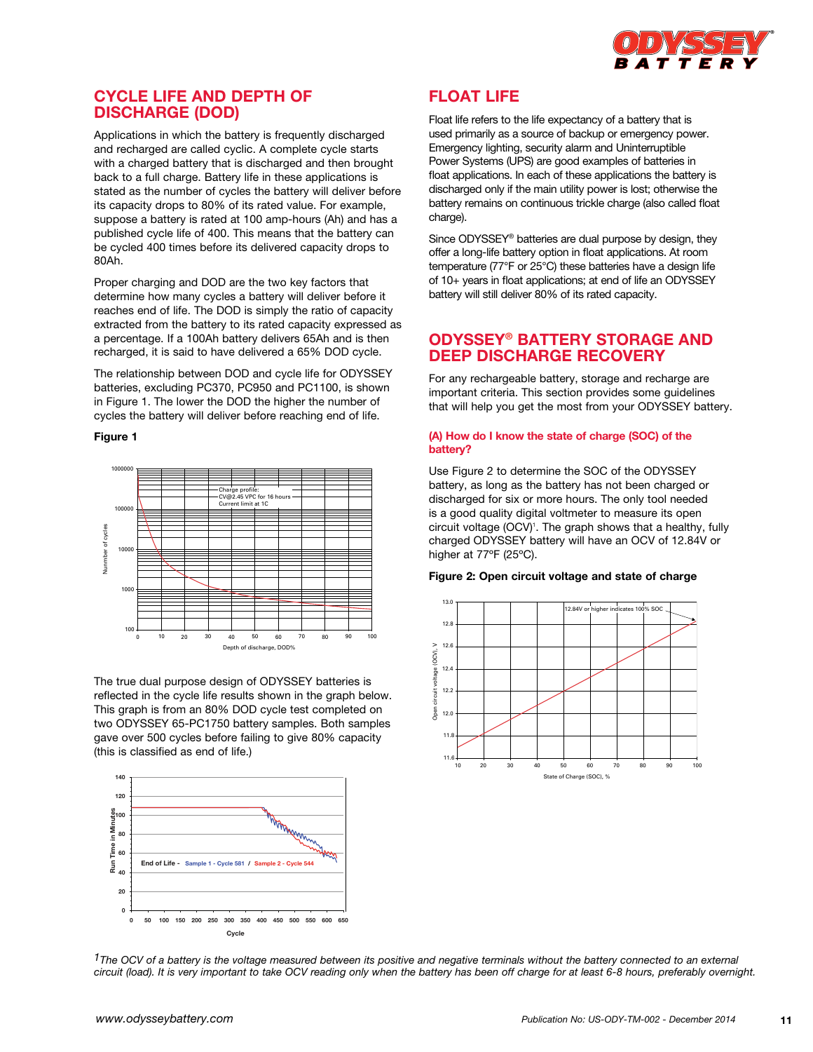## CYCLE LIFE AND DEPTH OF DISCHARGE (DOD)

Applications in which the battery is frequently discharged and recharged are called cyclic. A complete cycle starts with a charged battery that is discharged and then brought back to a full charge. Battery life in these applications is stated as the number of cycles the battery will deliver before its capacity drops to 80% of its rated value. For example, suppose a battery is rated at 100 amp-hours (Ah) and has a published cycle life of 400. This means that the battery can be cycled 400 times before its delivered capacity drops to 80Ah.

Proper charging and DOD are the two key factors that determine how many cycles a battery will deliver before it reaches end of life. The DOD is simply the ratio of capacity extracted from the battery to its rated capacity expressed as a percentage. If a 100Ah battery delivers 65Ah and is then recharged, it is said to have delivered a 65% DOD cycle.

The relationship between DOD and cycle life for ODYSSEY batteries, excluding PC370, PC950 and PC1100, is shown in Figure 1. The lower the DOD the higher the number of cycles the battery will deliver before reaching end of life.

**Figure 1**

The true dual purpose design of ODYSSEY batteries is reflected in the cycle life results shown in the graph below. This graph is from an 80% DOD cycle test completed on two ODYSSEY 65-PC1750 battery samples. Both samples gave over 500 cycles before failing to give 80% capacity (this is classified as end of life.)

## FLOAT LIFE

Float life refers to the life expectancy of a battery that is used primarily as a source of backup or emergency power. Emergency lighting, security alarm and Uninterruptible Power Systems (UPS) are good examples of batteries in float applications. In each of these applications the battery is discharged only if the main utility power is lost; otherwise the battery remains on continuous trickle charge (also called float charge).

Since ODYSSEY® batteries are dual purpose by design, they offer a long-life battery option in float applications. At room temperature (77°F or 25°C) these batteries have a design life of 10+ years in float applications; at end of life an ODYSSEY battery will still deliver 80% of its rated capacity.

## ODYSSEY® BATTERY STORAGE AND DEEP DISCHARGE RECOVERY

For any rechargeable battery, storage and recharge are important criteria. This section provides some guidelines that will help you get the most from your ODYSSEY battery.

#### (A) How do I know the state of charge (SOC) of the battery?

Use Figure 2 to determine the SOC of the ODYSSEY battery, as long as the battery has not been charged or discharged for six or more hours. The only tool needed is a good quality digital voltmeter to measure its open circuit voltage (OCV)[1]. The graph shows that a healthy, fully charged ODYSSEY battery will have an OCV of 12.84V or higher at 77°F (25°C).

**Figure 2: Open circuit voltage and state of charge**

[1] *The OCV of a battery is the voltage measured between its positive and negative terminals without the battery connected to an external circuit (load). It is very important to take OCV reading only when the battery has been off charge for at least 6-8 hours, preferably overnight.*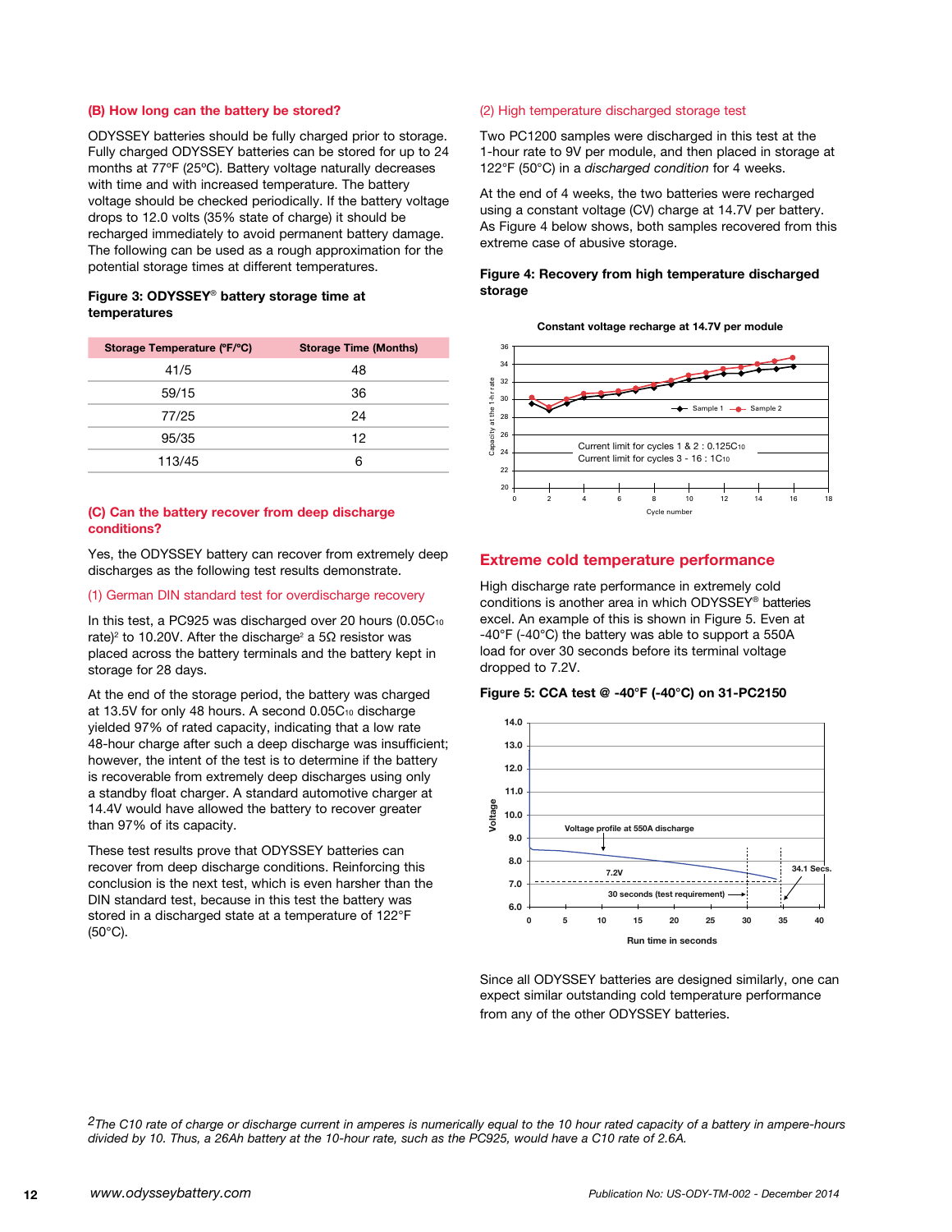### (B) How long can the battery be stored?

ODYSSEY batteries should be fully charged prior to storage. Fully charged ODYSSEY batteries can be stored for up to 24 months at 77°F (25°C). Battery voltage naturally decreases with time and with increased temperature. The battery voltage should be checked periodically. If the battery voltage drops to 12.0 volts (35% state of charge) it should be recharged immediately to avoid permanent battery damage. The following can be used as a rough approximation for the potential storage times at different temperatures.

**Figure 3: ODYSSEY® battery storage time at temperatures**

| Storage Temperature (°F/°C) | Storage Time (Months) |
|---|---|
| 41/5 | 48 |
| 59/15 | 36 |
| 77/25 | 24 |
| 95/35 | 12 |
| 113/45 | 6 |

### (C) Can the battery recover from deep discharge conditions?

Yes, the ODYSSEY battery can recover from extremely deep discharges as the following test results demonstrate.

#### (1) German DIN standard test for overdischarge recovery

In this test, a PC925 was discharged over 20 hours ($0.05C_{10}$ rate)[2] to 10.20V. After the discharge[2] a 5Ω resistor was placed across the battery terminals and the battery kept in storage for 28 days.

At the end of the storage period, the battery was charged at 13.5V for only 48 hours. A second $0.05C_{10}$ discharge yielded 97% of rated capacity, indicating that a low rate 48-hour charge after such a deep discharge was insufficient; however, the intent of the test is to determine if the battery is recoverable from extremely deep discharges using only a standby float charger. A standard automotive charger at 14.4V would have allowed the battery to recover greater than 97% of its capacity.

These test results prove that ODYSSEY batteries can recover from deep discharge conditions. Reinforcing this conclusion is the next test, which is even harsher than the DIN standard test, because in this test the battery was stored in a discharged state at a temperature of 122°F (50°C).

#### (2) High temperature discharged storage test

Two PC1200 samples were discharged in this test at the 1-hour rate to 9V per module, and then placed in storage at 122°F (50°C) in a *discharged condition* for 4 weeks.

At the end of 4 weeks, the two batteries were recharged using a constant voltage (CV) charge at 14.7V per battery. As Figure 4 below shows, both samples recovered from this extreme case of abusive storage.

**Figure 4: Recovery from high temperature discharged storage**

## Extreme cold temperature performance

High discharge rate performance in extremely cold conditions is another area in which ODYSSEY® batteries excel. An example of this is shown in Figure 5. Even at -40°F (-40°C) the battery was able to support a 550A load for over 30 seconds before its terminal voltage dropped to 7.2V.

**Figure 5: CCA test @ -40°F (-40°C) on 31-PC2150**

Since all ODYSSEY batteries are designed similarly, one can expect similar outstanding cold temperature performance from any of the other ODYSSEY batteries.

[2] *The C10 rate of charge or discharge current in amperes is numerically equal to the 10 hour rated capacity of a battery in ampere-hours divided by 10. Thus, a 26Ah battery at the 10-hour rate, such as the PC925, would have a C10 rate of 2.6A.*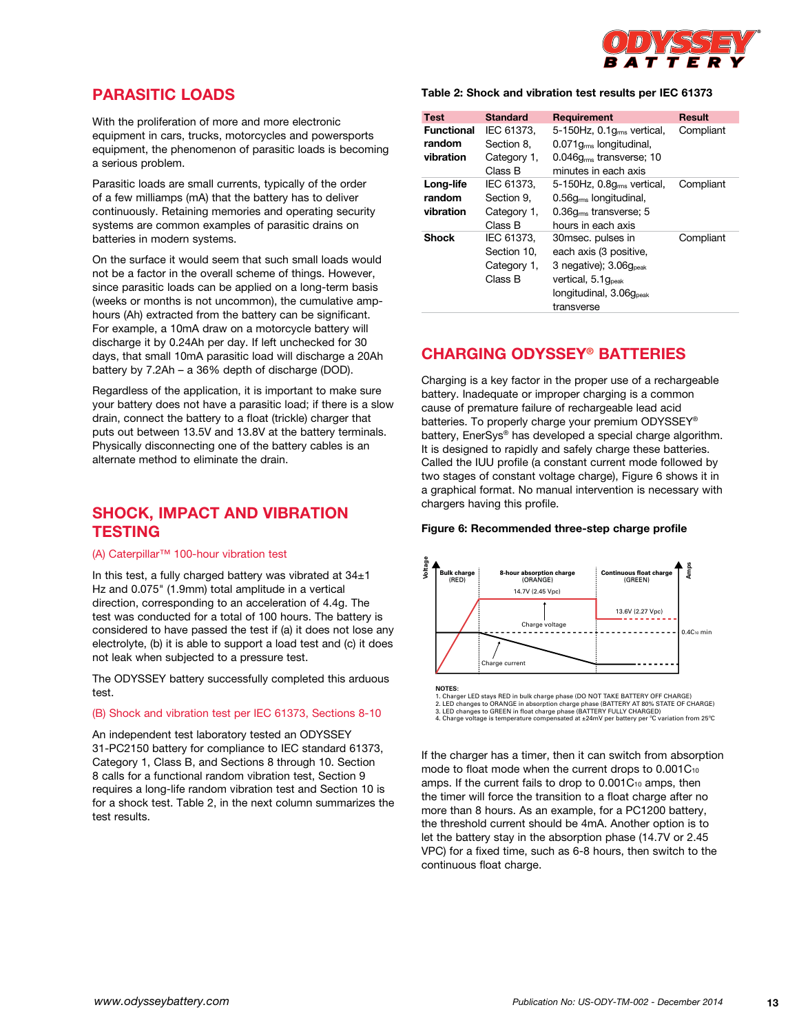## PARASITIC LOADS

With the proliferation of more and more electronic equipment in cars, trucks, motorcycles and powersports equipment, the phenomenon of parasitic loads is becoming a serious problem.

Parasitic loads are small currents, typically of the order of a few milliamps (mA) that the battery has to deliver continuously. Retaining memories and operating security systems are common examples of parasitic drains on batteries in modern systems.

On the surface it would seem that such small loads would not be a factor in the overall scheme of things. However, since parasitic loads can be applied on a long-term basis (weeks or months is not uncommon), the cumulative amp-hours (Ah) extracted from the battery can be significant. For example, a 10mA draw on a motorcycle battery will discharge it by 0.24Ah per day. If left unchecked for 30 days, that small 10mA parasitic load will discharge a 20Ah battery by 7.2Ah – a 36% depth of discharge (DOD).

Regardless of the application, it is important to make sure your battery does not have a parasitic load; if there is a slow drain, connect the battery to a float (trickle) charger that puts out between 13.5V and 13.8V at the battery terminals. Physically disconnecting one of the battery cables is an alternate method to eliminate the drain.

## SHOCK, IMPACT AND VIBRATION TESTING

### (A) Caterpillar™ 100-hour vibration test

In this test, a fully charged battery was vibrated at 34±1 Hz and 0.075" (1.9mm) total amplitude in a vertical direction, corresponding to an acceleration of 4.4g. The test was conducted for a total of 100 hours. The battery is considered to have passed the test if (a) it does not lose any electrolyte, (b) it is able to support a load test and (c) it does not leak when subjected to a pressure test.

The ODYSSEY battery successfully completed this arduous test.

### (B) Shock and vibration test per IEC 61373, Sections 8-10

An independent test laboratory tested an ODYSSEY 31-PC2150 battery for compliance to IEC standard 61373, Category 1, Class B, and Sections 8 through 10. Section 8 calls for a functional random vibration test, Section 9 requires a long-life random vibration test and Section 10 is for a shock test. Table 2, in the next column summarizes the test results.

**Table 2: Shock and vibration test results per IEC 61373**

| Test | Standard | Requirement | Result |
|---|---|---|---|
| **Functional random vibration** | IEC 61373, Section 8, Category 1, Class B | 5-150Hz, 0.1$g_{rms}$ vertical, 0.071$g_{rms}$ longitudinal, 0.046$g_{rms}$ transverse; 10 minutes in each axis | Compliant |
| **Long-life random vibration** | IEC 61373, Section 9, Category 1, Class B | 5-150Hz, 0.8$g_{rms}$ vertical, 0.56$g_{rms}$ longitudinal, 0.36$g_{rms}$ transverse; 5 hours in each axis | Compliant |
| **Shock** | IEC 61373, Section 10, Category 1, Class B | 30msec. pulses in each axis (3 positive, 3 negative); 3.06$g_{peak}$ vertical, 5.1$g_{peak}$ longitudinal, 3.06$g_{peak}$ transverse | Compliant |

## CHARGING ODYSSEY® BATTERIES

Charging is a key factor in the proper use of a rechargeable battery. Inadequate or improper charging is a common cause of premature failure of rechargeable lead acid batteries. To properly charge your premium ODYSSEY® battery, EnerSys® has developed a special charge algorithm. It is designed to rapidly and safely charge these batteries. Called the IUU profile (a constant current mode followed by two stages of constant voltage charge), Figure 6 shows it in a graphical format. No manual intervention is necessary with chargers having this profile.

**Figure 6: Recommended three-step charge profile**

Voltage | Bulk charge (RED) | 8-hour absorption charge (ORANGE) | Continuous float charge (GREEN) | Amps

14.7V (2.45 Vpc) | Charge voltage | 13.6V (2.27 Vpc) | 0.4$C_{10}$ min | Charge current

NOTES:
1. Charger LED stays RED in bulk charge phase (DO NOT TAKE BATTERY OFF CHARGE)
2. LED changes to ORANGE in absorption charge phase (BATTERY AT 80% STATE OF CHARGE)
3. LED changes to GREEN in float charge phase (BATTERY FULLY CHARGED)
4. Charge voltage is temperature compensated at ±24mV per battery per °C variation from 25°C

If the charger has a timer, then it can switch from absorption mode to float mode when the current drops to 0.001$C_{10}$ amps. If the current fails to drop to 0.001$C_{10}$ amps, then the timer will force the transition to a float charge after no more than 8 hours. As an example, for a PC1200 battery, the threshold current should be 4mA. Another option is to let the battery stay in the absorption phase (14.7V or 2.45 VPC) for a fixed time, such as 6-8 hours, then switch to the continuous float charge.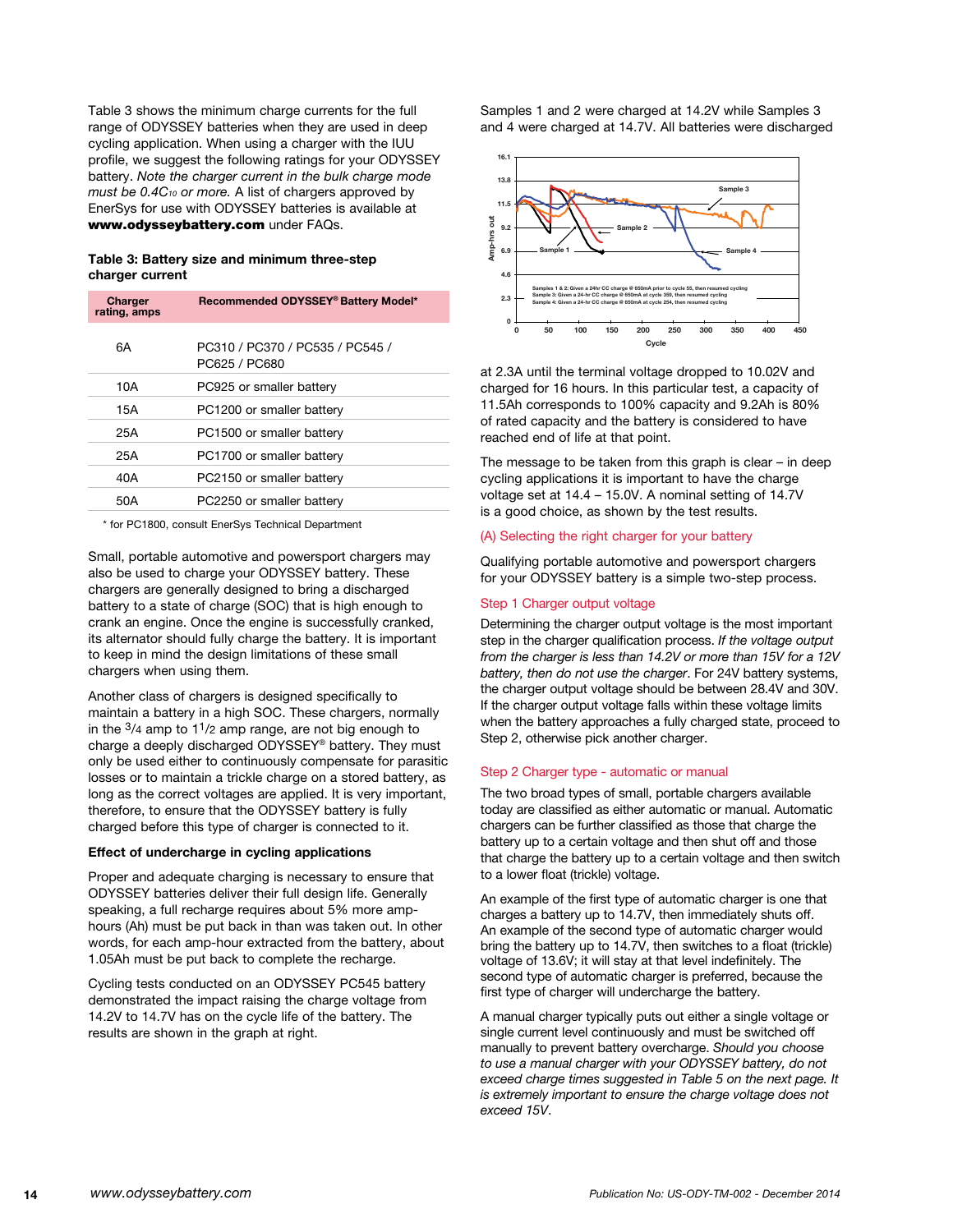Table 3 shows the minimum charge currents for the full range of ODYSSEY batteries when they are used in deep cycling application. When using a charger with the IUU profile, we suggest the following ratings for your ODYSSEY battery. *Note the charger current in the bulk charge mode must be 0.4$C_{10}$ or more.* A list of chargers approved by EnerSys for use with ODYSSEY batteries is available at **www.odysseybattery.com** under FAQs.

**Table 3: Battery size and minimum three-step charger current**

| Charger rating, amps | Recommended ODYSSEY® Battery Model* |
|---|---|
| 6A | PC310 / PC370 / PC535 / PC545 / PC625 / PC680 |
| 10A | PC925 or smaller battery |
| 15A | PC1200 or smaller battery |
| 25A | PC1500 or smaller battery |
| 25A | PC1700 or smaller battery |
| 40A | PC2150 or smaller battery |
| 50A | PC2250 or smaller battery |

\* for PC1800, consult EnerSys Technical Department

Small, portable automotive and powersport chargers may also be used to charge your ODYSSEY battery. These chargers are generally designed to bring a discharged battery to a state of charge (SOC) that is high enough to crank an engine. Once the engine is successfully cranked, its alternator should fully charge the battery. It is important to keep in mind the design limitations of these small chargers when using them.

Another class of chargers is designed specifically to maintain a battery in a high SOC. These chargers, normally in the 3/4 amp to 1 1/2 amp range, are not big enough to charge a deeply discharged ODYSSEY® battery. They must only be used either to continuously compensate for parasitic losses or to maintain a trickle charge on a stored battery, as long as the correct voltages are applied. It is very important, therefore, to ensure that the ODYSSEY battery is fully charged before this type of charger is connected to it.

### Effect of undercharge in cycling applications

Proper and adequate charging is necessary to ensure that ODYSSEY batteries deliver their full design life. Generally speaking, a full recharge requires about 5% more amp-hours (Ah) must be put back in than was taken out. In other words, for each amp-hour extracted from the battery, about 1.05Ah must be put back to complete the recharge.

Cycling tests conducted on an ODYSSEY PC545 battery demonstrated the impact raising the charge voltage from 14.2V to 14.7V has on the cycle life of the battery. The results are shown in the graph at right.

Samples 1 and 2 were charged at 14.2V while Samples 3 and 4 were charged at 14.7V. All batteries were discharged at 2.3A until the terminal voltage dropped to 10.02V and charged for 16 hours. In this particular test, a capacity of 11.5Ah corresponds to 100% capacity and 9.2Ah is 80% of rated capacity and the battery is considered to have reached end of life at that point.

The message to be taken from this graph is clear – in deep cycling applications it is important to have the charge voltage set at 14.4 – 15.0V. A nominal setting of 14.7V is a good choice, as shown by the test results.

### (A) Selecting the right charger for your battery

Qualifying portable automotive and powersport chargers for your ODYSSEY battery is a simple two-step process.

#### Step 1 Charger output voltage

Determining the charger output voltage is the most important step in the charger qualification process. *If the voltage output from the charger is less than 14.2V or more than 15V for a 12V battery, then do not use the charger*. For 24V battery systems, the charger output voltage should be between 28.4V and 30V. If the charger output voltage falls within these voltage limits when the battery approaches a fully charged state, proceed to Step 2, otherwise pick another charger.

#### Step 2 Charger type - automatic or manual

The two broad types of small, portable chargers available today are classified as either automatic or manual. Automatic chargers can be further classified as those that charge the battery up to a certain voltage and then shut off and those that charge the battery up to a certain voltage and then switch to a lower float (trickle) voltage.

An example of the first type of automatic charger is one that charges a battery up to 14.7V, then immediately shuts off. An example of the second type of automatic charger would bring the battery up to 14.7V, then switches to a float (trickle) voltage of 13.6V; it will stay at that level indefinitely. The second type of automatic charger is preferred, because the first type of charger will undercharge the battery.

A manual charger typically puts out either a single voltage or single current level continuously and must be switched off manually to prevent battery overcharge. *Should you choose to use a manual charger with your ODYSSEY battery, do not exceed charge times suggested in Table 5 on the next page. It is extremely important to ensure the charge voltage does not exceed 15V.*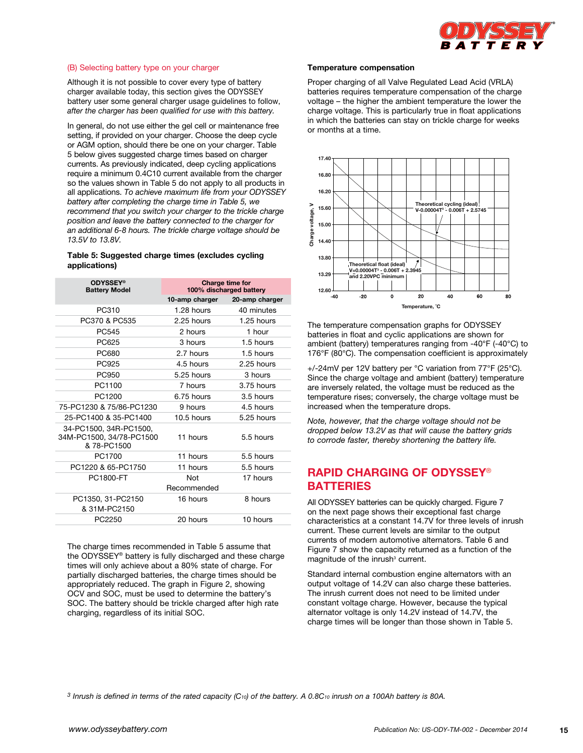(B) Selecting battery type on your charger

Although it is not possible to cover every type of battery charger available today, this section gives the ODYSSEY battery user some general charger usage guidelines to follow, *after the charger has been qualified for use with this battery.*

In general, do not use either the gel cell or maintenance free setting, if provided on your charger. Choose the deep cycle or AGM option, should there be one on your charger. Table 5 below gives suggested charge times based on charger currents. As previously indicated, deep cycling applications require a minimum 0.4C10 current available from the charger so the values shown in Table 5 do not apply to all products in all applications. *To achieve maximum life from your ODYSSEY battery after completing the charge time in Table 5, we recommend that you switch your charger to the trickle charge position and leave the battery connected to the charger for an additional 6-8 hours. The trickle charge voltage should be 13.5V to 13.8V.*

**Table 5: Suggested charge times (excludes cycling applications)**

| ODYSSEY® Battery Model | Charge time for 100% discharged battery | |
|---|---|---|
| | 10-amp charger | 20-amp charger |
| PC310 | 1.28 hours | 40 minutes |
| PC370 & PC535 | 2.25 hours | 1.25 hours |
| PC545 | 2 hours | 1 hour |
| PC625 | 3 hours | 1.5 hours |
| PC680 | 2.7 hours | 1.5 hours |
| PC925 | 4.5 hours | 2.25 hours |
| PC950 | 5.25 hours | 3 hours |
| PC1100 | 7 hours | 3.75 hours |
| PC1200 | 6.75 hours | 3.5 hours |
| 75-PC1230 & 75/86-PC1230 | 9 hours | 4.5 hours |
| 25-PC1400 & 35-PC1400 | 10.5 hours | 5.25 hours |
| 34-PC1500, 34R-PC1500, 34M-PC1500, 34/78-PC1500 & 78-PC1500 | 11 hours | 5.5 hours |
| PC1700 | 11 hours | 5.5 hours |
| PC1220 & 65-PC1750 | 11 hours | 5.5 hours |
| PC1800-FT | Not Recommended | 17 hours |
| PC1350, 31-PC2150 & 31M-PC2150 | 16 hours | 8 hours |
| PC2250 | 20 hours | 10 hours |

The charge times recommended in Table 5 assume that the ODYSSEY® battery is fully discharged and these charge times will only achieve about a 80% state of charge. For partially discharged batteries, the charge times should be appropriately reduced. The graph in Figure 2, showing OCV and SOC, must be used to determine the battery's SOC. The battery should be trickle charged after high rate charging, regardless of its initial SOC.

**Temperature compensation**

Proper charging of all Valve Regulated Lead Acid (VRLA) batteries requires temperature compensation of the charge voltage – the higher the ambient temperature the lower the charge voltage. This is particularly true in float applications in which the batteries can stay on trickle charge for weeks or months at a time.

Theoretical cycling (ideal) $V = 0.00004T^3 - 0.006T + 2.5745$

Theoretical float (ideal) $V = 0.00004T^3 - 0.006T + 2.3945$ and 2.20VPC minimum

Charge voltage, V — Temperature, °C

The temperature compensation graphs for ODYSSEY batteries in float and cyclic applications are shown for ambient (battery) temperatures ranging from -40°F (-40°C) to 176°F (80°C). The compensation coefficient is approximately +/-24mV per 12V battery per °C variation from 77°F (25°C). Since the charge voltage and ambient (battery) temperature are inversely related, the voltage must be reduced as the temperature rises; conversely, the charge voltage must be increased when the temperature drops.

*Note, however, that the charge voltage should not be dropped below 13.2V as that will cause the battery grids to corrode faster, thereby shortening the battery life.*

## RAPID CHARGING OF ODYSSEY® BATTERIES

All ODYSSEY batteries can be quickly charged. Figure 7 on the next page shows their exceptional fast charge characteristics at a constant 14.7V for three levels of inrush current. These current levels are similar to the output currents of modern automotive alternators. Table 6 and Figure 7 show the capacity returned as a function of the magnitude of the inrush[3] current.

Standard internal combustion engine alternators with an output voltage of 14.2V can also charge these batteries. The inrush current does not need to be limited under constant voltage charge. However, because the typical alternator voltage is only 14.2V instead of 14.7V, the charge times will be longer than those shown in Table 5.

[3] *Inrush is defined in terms of the rated capacity ($C_{10}$) of the battery. A 0.8$C_{10}$ inrush on a 100Ah battery is 80A.*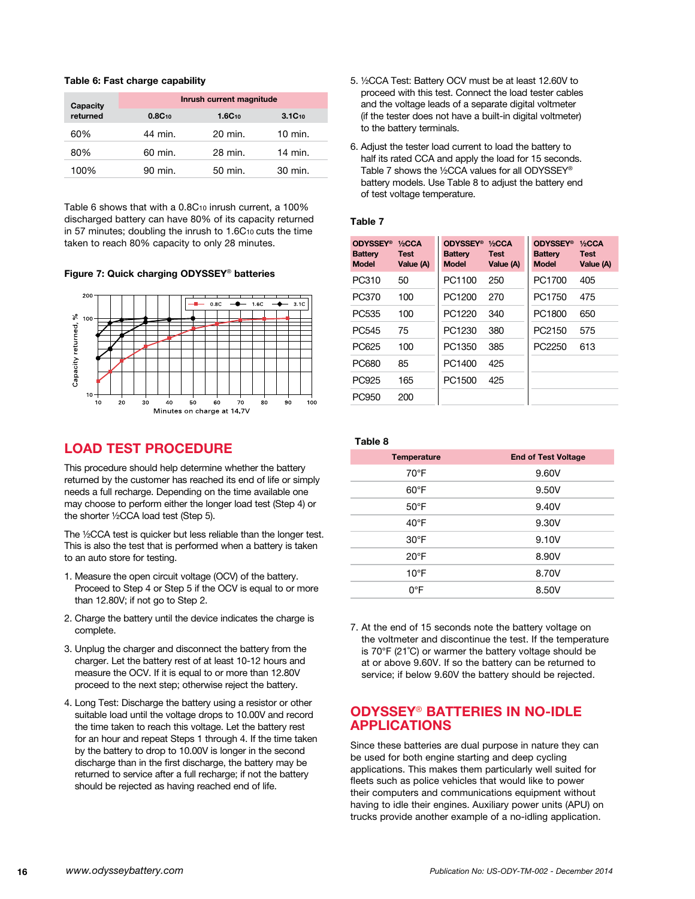**Table 6: Fast charge capability**

| Capacity returned | Inrush current magnitude | | |
|---|---|---|---|
| | $0.8C_{10}$ | $1.6C_{10}$ | $3.1C_{10}$ |
| 60% | 44 min. | 20 min. | 10 min. |
| 80% | 60 min. | 28 min. | 14 min. |
| 100% | 90 min. | 50 min. | 30 min. |

Table 6 shows that with a $0.8C_{10}$ inrush current, a 100% discharged battery can have 80% of its capacity returned in 57 minutes; doubling the inrush to $1.6C_{10}$ cuts the time taken to reach 80% capacity to only 28 minutes.

**Figure 7: Quick charging ODYSSEY® batteries**

## LOAD TEST PROCEDURE

This procedure should help determine whether the battery returned by the customer has reached its end of life or simply needs a full recharge. Depending on the time available one may choose to perform either the longer load test (Step 4) or the shorter ½CCA load test (Step 5).

The ½CCA test is quicker but less reliable than the longer test. This is also the test that is performed when a battery is taken to an auto store for testing.

1. Measure the open circuit voltage (OCV) of the battery. Proceed to Step 4 or Step 5 if the OCV is equal to or more than 12.80V; if not go to Step 2.
2. Charge the battery until the device indicates the charge is complete.
3. Unplug the charger and disconnect the battery from the charger. Let the battery rest of at least 10-12 hours and measure the OCV. If it is equal to or more than 12.80V proceed to the next step; otherwise reject the battery.
4. Long Test: Discharge the battery using a resistor or other suitable load until the voltage drops to 10.00V and record the time taken to reach this voltage. Let the battery rest for an hour and repeat Steps 1 through 4. If the time taken by the battery to drop to 10.00V is longer in the second discharge than in the first discharge, the battery may be returned to service after a full recharge; if not the battery should be rejected as having reached end of life.
5. ½CCA Test: Battery OCV must be at least 12.60V to proceed with this test. Connect the load tester cables and the voltage leads of a separate digital voltmeter (if the tester does not have a built-in digital voltmeter) to the battery terminals.
6. Adjust the tester load current to load the battery to half its rated CCA and apply the load for 15 seconds. Table 7 shows the ½CCA values for all ODYSSEY® battery models. Use Table 8 to adjust the battery end of test voltage temperature.

**Table 7**

| ODYSSEY® Battery Model | ½CCA Test Value (A) | ODYSSEY® Battery Model | ½CCA Test Value (A) | ODYSSEY® Battery Model | ½CCA Test Value (A) |
|---|---|---|---|---|---|
| PC310 | 50 | PC1100 | 250 | PC1700 | 405 |
| PC370 | 100 | PC1200 | 270 | PC1750 | 475 |
| PC535 | 100 | PC1220 | 340 | PC1800 | 650 |
| PC545 | 75 | PC1230 | 380 | PC2150 | 575 |
| PC625 | 100 | PC1350 | 385 | PC2250 | 613 |
| PC680 | 85 | PC1400 | 425 | | |
| PC925 | 165 | PC1500 | 425 | | |
| PC950 | 200 | | | | |

**Table 8**

| Temperature | End of Test Voltage |
|---|---|
| 70°F | 9.60V |
| 60°F | 9.50V |
| 50°F | 9.40V |
| 40°F | 9.30V |
| 30°F | 9.10V |
| 20°F | 8.90V |
| 10°F | 8.70V |
| 0°F | 8.50V |

7. At the end of 15 seconds note the battery voltage on the voltmeter and discontinue the test. If the temperature is 70°F (21°C) or warmer the battery voltage should be at or above 9.60V. If so the battery can be returned to service; if below 9.60V the battery should be rejected.

## ODYSSEY® BATTERIES IN NO-IDLE APPLICATIONS

Since these batteries are dual purpose in nature they can be used for both engine starting and deep cycling applications. This makes them particularly well suited for fleets such as police vehicles that would like to power their computers and communications equipment without having to idle their engines. Auxiliary power units (APU) on trucks provide another example of a no-idling application.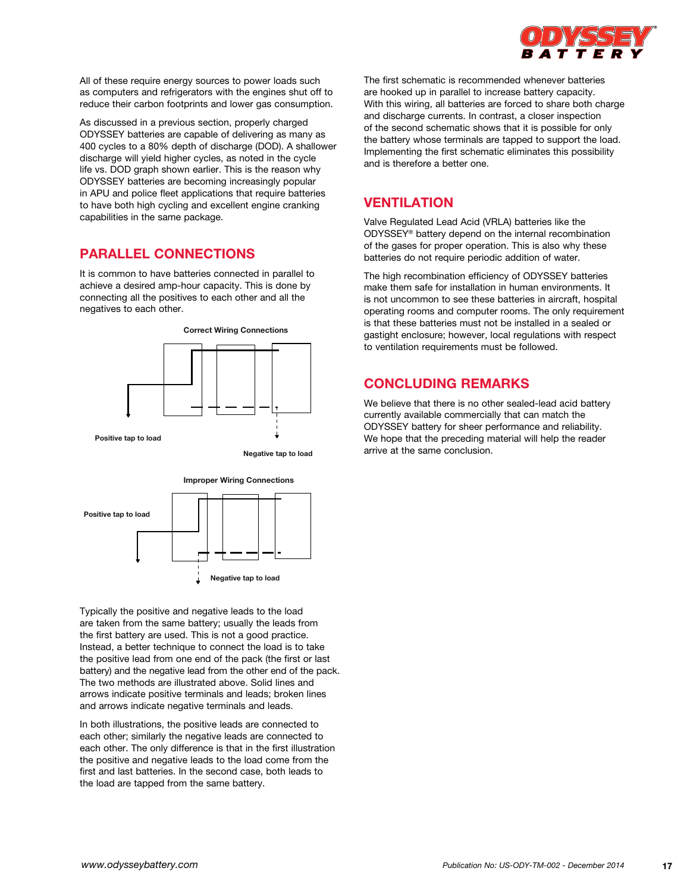All of these require energy sources to power loads such as computers and refrigerators with the engines shut off to reduce their carbon footprints and lower gas consumption.

As discussed in a previous section, properly charged ODYSSEY batteries are capable of delivering as many as 400 cycles to a 80% depth of discharge (DOD). A shallower discharge will yield higher cycles, as noted in the cycle life vs. DOD graph shown earlier. This is the reason why ODYSSEY batteries are becoming increasingly popular in APU and police fleet applications that require batteries to have both high cycling and excellent engine cranking capabilities in the same package.

## PARALLEL CONNECTIONS

It is common to have batteries connected in parallel to achieve a desired amp-hour capacity. This is done by connecting all the positives to each other and all the negatives to each other.

Correct Wiring Connections

Positive tap to load

Negative tap to load

Improper Wiring Connections

Positive tap to load

Negative tap to load

Typically the positive and negative leads to the load are taken from the same battery; usually the leads from the first battery are used. This is not a good practice. Instead, a better technique to connect the load is to take the positive lead from one end of the pack (the first or last battery) and the negative lead from the other end of the pack. The two methods are illustrated above. Solid lines and arrows indicate positive terminals and leads; broken lines and arrows indicate negative terminals and leads.

In both illustrations, the positive leads are connected to each other; similarly the negative leads are connected to each other. The only difference is that in the first illustration the positive and negative leads to the load come from the first and last batteries. In the second case, both leads to the load are tapped from the same battery.

The first schematic is recommended whenever batteries are hooked up in parallel to increase battery capacity. With this wiring, all batteries are forced to share both charge and discharge currents. In contrast, a closer inspection of the second schematic shows that it is possible for only the battery whose terminals are tapped to support the load. Implementing the first schematic eliminates this possibility and is therefore a better one.

## VENTILATION

Valve Regulated Lead Acid (VRLA) batteries like the ODYSSEY® battery depend on the internal recombination of the gases for proper operation. This is also why these batteries do not require periodic addition of water.

The high recombination efficiency of ODYSSEY batteries make them safe for installation in human environments. It is not uncommon to see these batteries in aircraft, hospital operating rooms and computer rooms. The only requirement is that these batteries must not be installed in a sealed or gastight enclosure; however, local regulations with respect to ventilation requirements must be followed.

## CONCLUDING REMARKS

We believe that there is no other sealed-lead acid battery currently available commercially that can match the ODYSSEY battery for sheer performance and reliability. We hope that the preceding material will help the reader arrive at the same conclusion.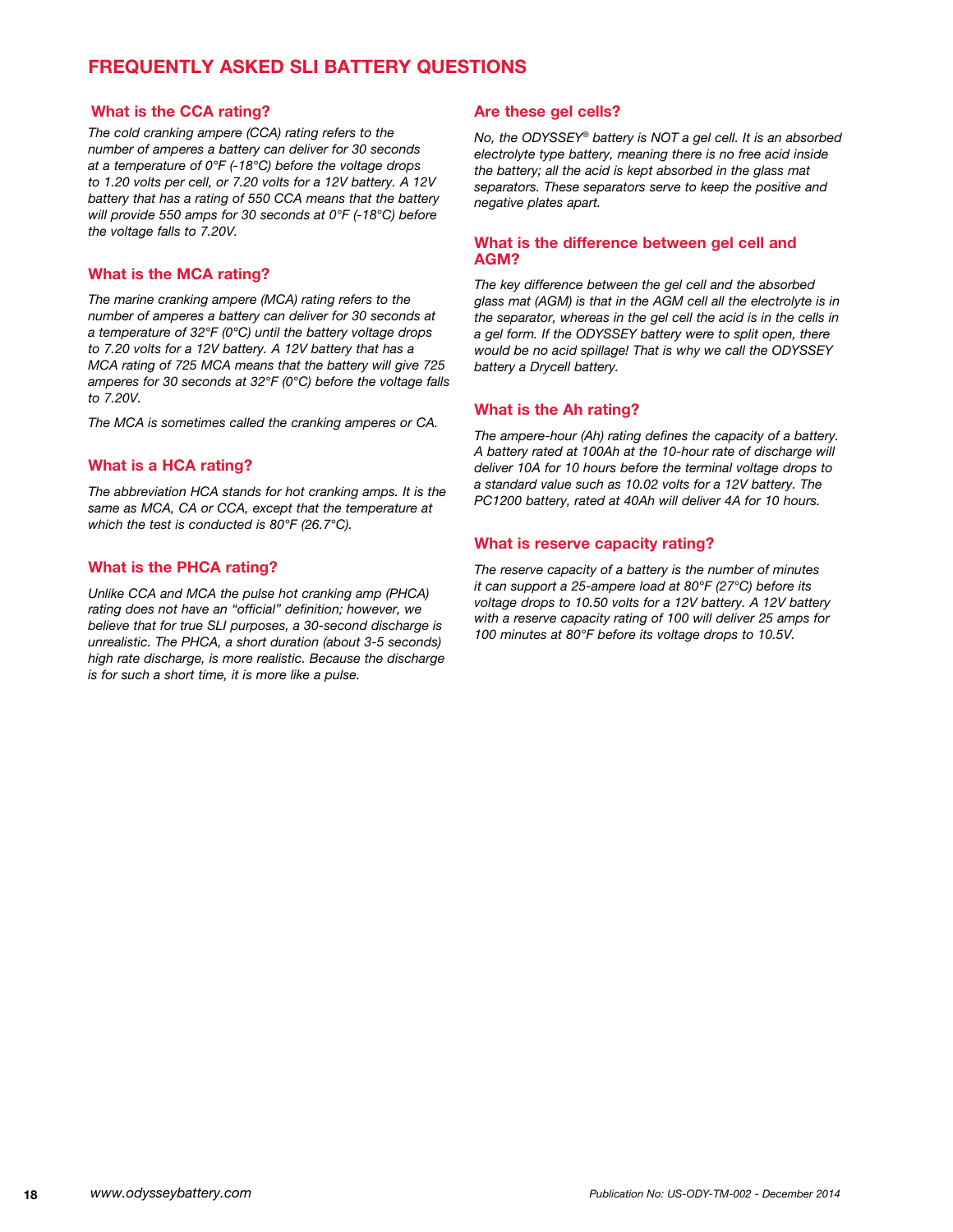# FREQUENTLY ASKED SLI BATTERY QUESTIONS

### What is the CCA rating?

*The cold cranking ampere (CCA) rating refers to the number of amperes a battery can deliver for 30 seconds at a temperature of 0°F (-18°C) before the voltage drops to 1.20 volts per cell, or 7.20 volts for a 12V battery. A 12V battery that has a rating of 550 CCA means that the battery will provide 550 amps for 30 seconds at 0°F (-18°C) before the voltage falls to 7.20V.*

### What is the MCA rating?

*The marine cranking ampere (MCA) rating refers to the number of amperes a battery can deliver for 30 seconds at a temperature of 32°F (0°C) until the battery voltage drops to 7.20 volts for a 12V battery. A 12V battery that has a MCA rating of 725 MCA means that the battery will give 725 amperes for 30 seconds at 32°F (0°C) before the voltage falls to 7.20V.*

*The MCA is sometimes called the cranking amperes or CA.*

### What is a HCA rating?

*The abbreviation HCA stands for hot cranking amps. It is the same as MCA, CA or CCA, except that the temperature at which the test is conducted is 80°F (26.7°C).*

### What is the PHCA rating?

*Unlike CCA and MCA the pulse hot cranking amp (PHCA) rating does not have an "official" definition; however, we believe that for true SLI purposes, a 30-second discharge is unrealistic. The PHCA, a short duration (about 3-5 seconds) high rate discharge, is more realistic. Because the discharge is for such a short time, it is more like a pulse.*

### Are these gel cells?

*No, the ODYSSEY® battery is NOT a gel cell. It is an absorbed electrolyte type battery, meaning there is no free acid inside the battery; all the acid is kept absorbed in the glass mat separators. These separators serve to keep the positive and negative plates apart.*

### What is the difference between gel cell and AGM?

*The key difference between the gel cell and the absorbed glass mat (AGM) is that in the AGM cell all the electrolyte is in the separator, whereas in the gel cell the acid is in the cells in a gel form. If the ODYSSEY battery were to split open, there would be no acid spillage! That is why we call the ODYSSEY battery a Drycell battery.*

### What is the Ah rating?

*The ampere-hour (Ah) rating defines the capacity of a battery. A battery rated at 100Ah at the 10-hour rate of discharge will deliver 10A for 10 hours before the terminal voltage drops to a standard value such as 10.02 volts for a 12V battery. The PC1200 battery, rated at 40Ah will deliver 4A for 10 hours.*

### What is reserve capacity rating?

*The reserve capacity of a battery is the number of minutes it can support a 25-ampere load at 80°F (27°C) before its voltage drops to 10.50 volts for a 12V battery. A 12V battery with a reserve capacity rating of 100 will deliver 25 amps for 100 minutes at 80°F before its voltage drops to 10.5V.*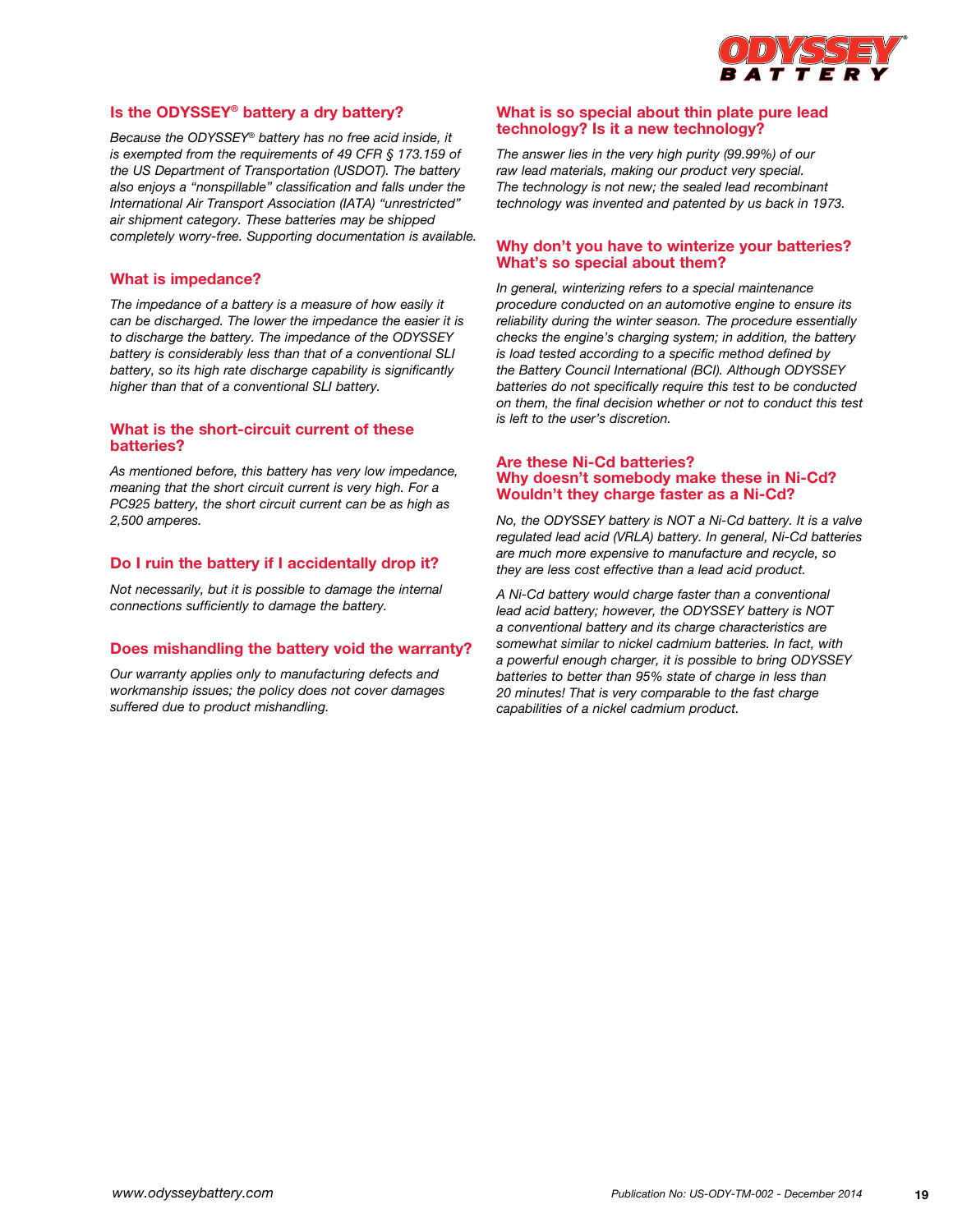## Is the ODYSSEY® battery a dry battery?

*Because the ODYSSEY® battery has no free acid inside, it is exempted from the requirements of 49 CFR § 173.159 of the US Department of Transportation (USDOT). The battery also enjoys a "nonspillable" classification and falls under the International Air Transport Association (IATA) "unrestricted" air shipment category. These batteries may be shipped completely worry-free. Supporting documentation is available.*

## What is impedance?

*The impedance of a battery is a measure of how easily it can be discharged. The lower the impedance the easier it is to discharge the battery. The impedance of the ODYSSEY battery is considerably less than that of a conventional SLI battery, so its high rate discharge capability is significantly higher than that of a conventional SLI battery.*

## What is the short-circuit current of these batteries?

*As mentioned before, this battery has very low impedance, meaning that the short circuit current is very high. For a PC925 battery, the short circuit current can be as high as 2,500 amperes.*

## Do I ruin the battery if I accidentally drop it?

*Not necessarily, but it is possible to damage the internal connections sufficiently to damage the battery.*

## Does mishandling the battery void the warranty?

*Our warranty applies only to manufacturing defects and workmanship issues; the policy does not cover damages suffered due to product mishandling.*

## What is so special about thin plate pure lead technology? Is it a new technology?

*The answer lies in the very high purity (99.99%) of our raw lead materials, making our product very special. The technology is not new; the sealed lead recombinant technology was invented and patented by us back in 1973.*

## Why don't you have to winterize your batteries? What's so special about them?

*In general, winterizing refers to a special maintenance procedure conducted on an automotive engine to ensure its reliability during the winter season. The procedure essentially checks the engine's charging system; in addition, the battery is load tested according to a specific method defined by the Battery Council International (BCI). Although ODYSSEY batteries do not specifically require this test to be conducted on them, the final decision whether or not to conduct this test is left to the user's discretion.*

## Are these Ni-Cd batteries? Why doesn't somebody make these in Ni-Cd? Wouldn't they charge faster as a Ni-Cd?

*No, the ODYSSEY battery is NOT a Ni-Cd battery. It is a valve regulated lead acid (VRLA) battery. In general, Ni-Cd batteries are much more expensive to manufacture and recycle, so they are less cost effective than a lead acid product.*

*A Ni-Cd battery would charge faster than a conventional lead acid battery; however, the ODYSSEY battery is NOT a conventional battery and its charge characteristics are somewhat similar to nickel cadmium batteries. In fact, with a powerful enough charger, it is possible to bring ODYSSEY batteries to better than 95% state of charge in less than 20 minutes! That is very comparable to the fast charge capabilities of a nickel cadmium product.*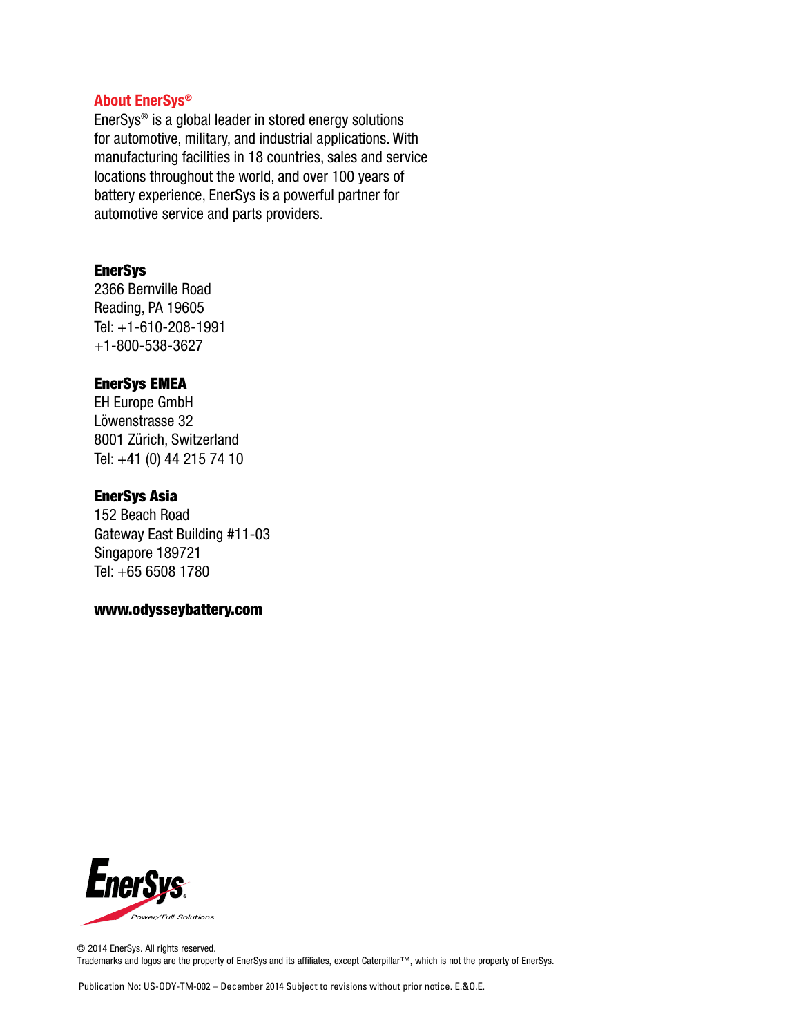## About EnerSys®

EnerSys® is a global leader in stored energy solutions for automotive, military, and industrial applications. With manufacturing facilities in 18 countries, sales and service locations throughout the world, and over 100 years of battery experience, EnerSys is a powerful partner for automotive service and parts providers.

**EnerSys**
2366 Bernville Road
Reading, PA 19605
Tel: +1-610-208-1991
+1-800-538-3627

**EnerSys EMEA**
EH Europe GmbH
Löwenstrasse 32
8001 Zürich, Switzerland
Tel: +41 (0) 44 215 74 10

**EnerSys Asia**
152 Beach Road
Gateway East Building #11-03
Singapore 189721
Tel: +65 6508 1780

**www.odysseybattery.com**

EnerSys. Power/Full Solutions

© 2014 EnerSys. All rights reserved.
Trademarks and logos are the property of EnerSys and its affiliates, except Caterpillar™, which is not the property of EnerSys.

Publication No: US-ODY-TM-002 – December 2014 Subject to revisions without prior notice. E.&O.E.